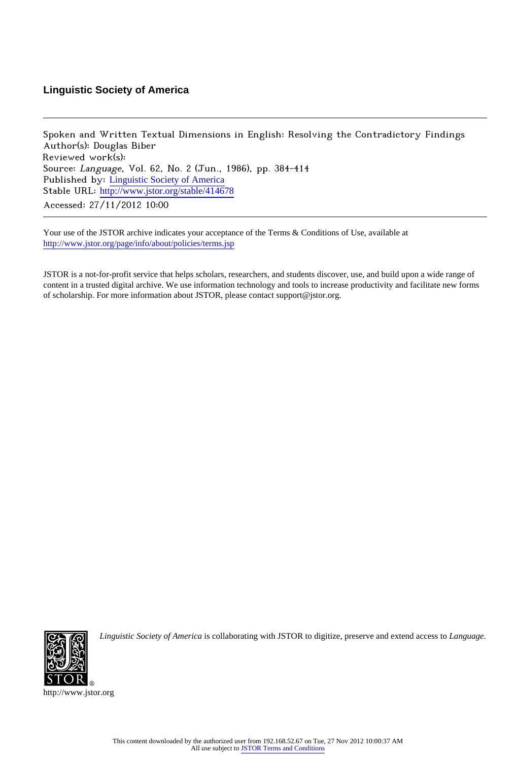**Linguistic Society of America**

---

Spoken and Written Textual Dimensions in English: Resolving the Contradictory Findings
Author(s): Douglas Biber
Reviewed work(s):
Source: *Language*, Vol. 62, No. 2 (Jun., 1986), pp. 384-414
Published by: Linguistic Society of America
Stable URL: http://www.jstor.org/stable/414678
Accessed: 27/11/2012 10:00

---

Your use of the JSTOR archive indicates your acceptance of the Terms & Conditions of Use, available at
http://www.jstor.org/page/info/about/policies/terms.jsp

JSTOR is a not-for-profit service that helps scholars, researchers, and students discover, use, and build upon a wide range of content in a trusted digital archive. We use information technology and tools to increase productivity and facilitate new forms of scholarship. For more information about JSTOR, please contact support@jstor.org.

*Linguistic Society of America* is collaborating with JSTOR to digitize, preserve and extend access to *Language*.

http://www.jstor.org

This content downloaded by the authorized user from 192.168.52.67 on Tue, 27 Nov 2012 10:00:37 AM
All use subject to JSTOR Terms and Conditions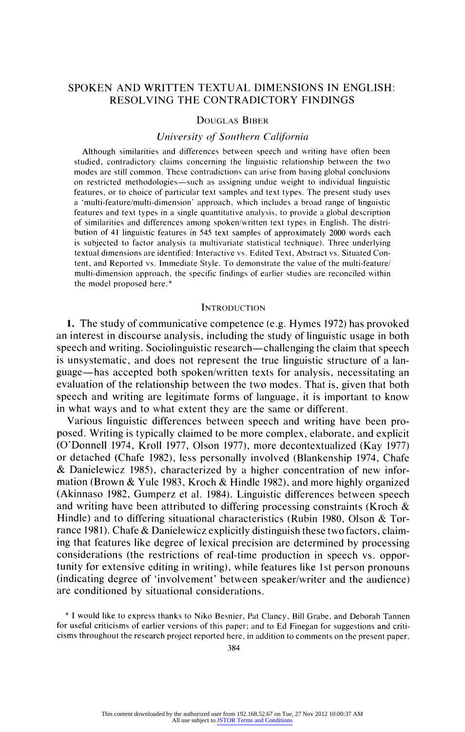# SPOKEN AND WRITTEN TEXTUAL DIMENSIONS IN ENGLISH: RESOLVING THE CONTRADICTORY FINDINGS

DOUGLAS BIBER

*University of Southern California*

Although similarities and differences between speech and writing have often been studied, contradictory claims concerning the linguistic relationship between the two modes are still common. These contradictions can arise from basing global conclusions on restricted methodologies—such as assigning undue weight to individual linguistic features, or to choice of particular text samples and text types. The present study uses a 'multi-feature/multi-dimension' approach, which includes a broad range of linguistic features and text types in a single quantitative analysis, to provide a global description of similarities and differences among spoken/written text types in English. The distribution of 41 linguistic features in 545 text samples of approximately 2000 words each is subjected to factor analysis (a multivariate statistical technique). Three underlying textual dimensions are identified: Interactive vs. Edited Text, Abstract vs. Situated Content, and Reported vs. Immediate Style. To demonstrate the value of the multi-feature/multi-dimension approach, the specific findings of earlier studies are reconciled within the model proposed here.*

## INTRODUCTION

**1.** The study of communicative competence (e.g. Hymes 1972) has provoked an interest in discourse analysis, including the study of linguistic usage in both speech and writing. Sociolinguistic research—challenging the claim that speech is unsystematic, and does not represent the true linguistic structure of a language—has accepted both spoken/written texts for analysis, necessitating an evaluation of the relationship between the two modes. That is, given that both speech and writing are legitimate forms of language, it is important to know in what ways and to what extent they are the same or different.

Various linguistic differences between speech and writing have been proposed. Writing is typically claimed to be more complex, elaborate, and explicit (O'Donnell 1974, Kroll 1977, Olson 1977), more decontextualized (Kay 1977) or detached (Chafe 1982), less personally involved (Blankenship 1974, Chafe & Danielewicz 1985), characterized by a higher concentration of new information (Brown & Yule 1983, Kroch & Hindle 1982), and more highly organized (Akinnaso 1982, Gumperz et al. 1984). Linguistic differences between speech and writing have been attributed to differing processing constraints (Kroch & Hindle) and to differing situational characteristics (Rubin 1980, Olson & Torrance 1981). Chafe & Danielewicz explicitly distinguish these two factors, claiming that features like degree of lexical precision are determined by processing considerations (the restrictions of real-time production in speech vs. opportunity for extensive editing in writing), while features like 1st person pronouns (indicating degree of 'involvement' between speaker/writer and the audience) are conditioned by situational considerations.

\* I would like to express thanks to Niko Besnier, Pat Clancy, Bill Grabe, and Deborah Tannen for useful criticisms of earlier versions of this paper; and to Ed Finegan for suggestions and criticisms throughout the research project reported here, in addition to comments on the present paper.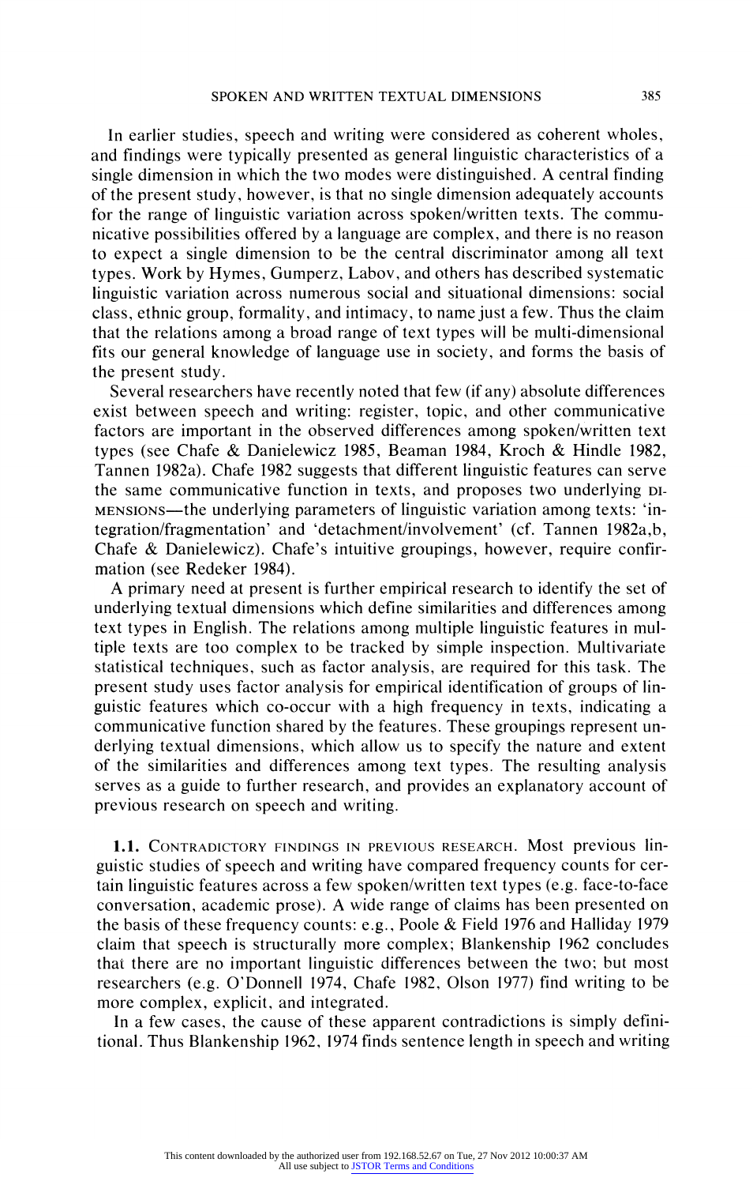In earlier studies, speech and writing were considered as coherent wholes, and findings were typically presented as general linguistic characteristics of a single dimension in which the two modes were distinguished. A central finding of the present study, however, is that no single dimension adequately accounts for the range of linguistic variation across spoken/written texts. The communicative possibilities offered by a language are complex, and there is no reason to expect a single dimension to be the central discriminator among all text types. Work by Hymes, Gumperz, Labov, and others has described systematic linguistic variation across numerous social and situational dimensions: social class, ethnic group, formality, and intimacy, to name just a few. Thus the claim that the relations among a broad range of text types will be multi-dimensional fits our general knowledge of language use in society, and forms the basis of the present study.

Several researchers have recently noted that few (if any) absolute differences exist between speech and writing: register, topic, and other communicative factors are important in the observed differences among spoken/written text types (see Chafe & Danielewicz 1985, Beaman 1984, Kroch & Hindle 1982, Tannen 1982a). Chafe 1982 suggests that different linguistic features can serve the same communicative function in texts, and proposes two underlying DIMENSIONS—the underlying parameters of linguistic variation among texts: 'integration/fragmentation' and 'detachment/involvement' (cf. Tannen 1982a,b, Chafe & Danielewicz). Chafe's intuitive groupings, however, require confirmation (see Redeker 1984).

A primary need at present is further empirical research to identify the set of underlying textual dimensions which define similarities and differences among text types in English. The relations among multiple linguistic features in multiple texts are too complex to be tracked by simple inspection. Multivariate statistical techniques, such as factor analysis, are required for this task. The present study uses factor analysis for empirical identification of groups of linguistic features which co-occur with a high frequency in texts, indicating a communicative function shared by the features. These groupings represent underlying textual dimensions, which allow us to specify the nature and extent of the similarities and differences among text types. The resulting analysis serves as a guide to further research, and provides an explanatory account of previous research on speech and writing.

**1.1.** CONTRADICTORY FINDINGS IN PREVIOUS RESEARCH. Most previous linguistic studies of speech and writing have compared frequency counts for certain linguistic features across a few spoken/written text types (e.g. face-to-face conversation, academic prose). A wide range of claims has been presented on the basis of these frequency counts: e.g., Poole & Field 1976 and Halliday 1979 claim that speech is structurally more complex; Blankenship 1962 concludes that there are no important linguistic differences between the two; but most researchers (e.g. O'Donnell 1974, Chafe 1982, Olson 1977) find writing to be more complex, explicit, and integrated.

In a few cases, the cause of these apparent contradictions is simply definitional. Thus Blankenship 1962, 1974 finds sentence length in speech and writing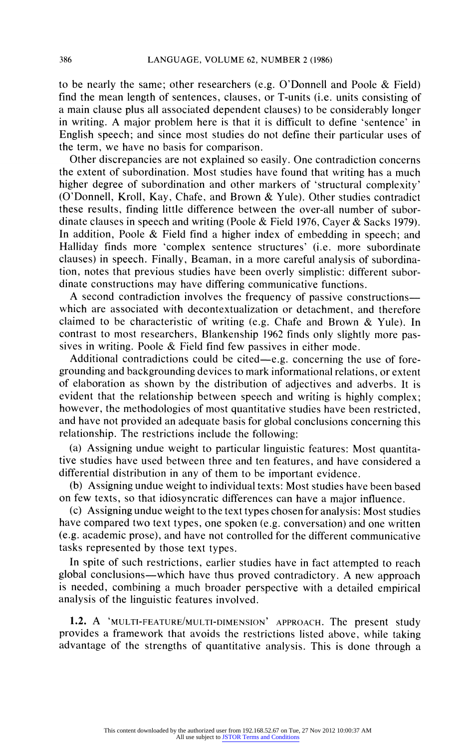to be nearly the same; other researchers (e.g. O'Donnell and Poole & Field) find the mean length of sentences, clauses, or T-units (i.e. units consisting of a main clause plus all associated dependent clauses) to be considerably longer in writing. A major problem here is that it is difficult to define 'sentence' in English speech; and since most studies do not define their particular uses of the term, we have no basis for comparison.

Other discrepancies are not explained so easily. One contradiction concerns the extent of subordination. Most studies have found that writing has a much higher degree of subordination and other markers of 'structural complexity' (O'Donnell, Kroll, Kay, Chafe, and Brown & Yule). Other studies contradict these results, finding little difference between the over-all number of subordinate clauses in speech and writing (Poole & Field 1976, Cayer & Sacks 1979). In addition, Poole & Field find a higher index of embedding in speech; and Halliday finds more 'complex sentence structures' (i.e. more subordinate clauses) in speech. Finally, Beaman, in a more careful analysis of subordination, notes that previous studies have been overly simplistic: different subordinate constructions may have differing communicative functions.

A second contradiction involves the frequency of passive constructions—which are associated with decontextualization or detachment, and therefore claimed to be characteristic of writing (e.g. Chafe and Brown & Yule). In contrast to most researchers, Blankenship 1962 finds only slightly more passives in writing. Poole & Field find few passives in either mode.

Additional contradictions could be cited—e.g. concerning the use of foregrounding and backgrounding devices to mark informational relations, or extent of elaboration as shown by the distribution of adjectives and adverbs. It is evident that the relationship between speech and writing is highly complex; however, the methodologies of most quantitative studies have been restricted, and have not provided an adequate basis for global conclusions concerning this relationship. The restrictions include the following:

(a) Assigning undue weight to particular linguistic features: Most quantitative studies have used between three and ten features, and have considered a differential distribution in any of them to be important evidence.

(b) Assigning undue weight to individual texts: Most studies have been based on few texts, so that idiosyncratic differences can have a major influence.

(c) Assigning undue weight to the text types chosen for analysis: Most studies have compared two text types, one spoken (e.g. conversation) and one written (e.g. academic prose), and have not controlled for the different communicative tasks represented by those text types.

In spite of such restrictions, earlier studies have in fact attempted to reach global conclusions—which have thus proved contradictory. A new approach is needed, combining a much broader perspective with a detailed empirical analysis of the linguistic features involved.

**1.2.** A 'MULTI-FEATURE/MULTI-DIMENSION' APPROACH. The present study provides a framework that avoids the restrictions listed above, while taking advantage of the strengths of quantitative analysis. This is done through a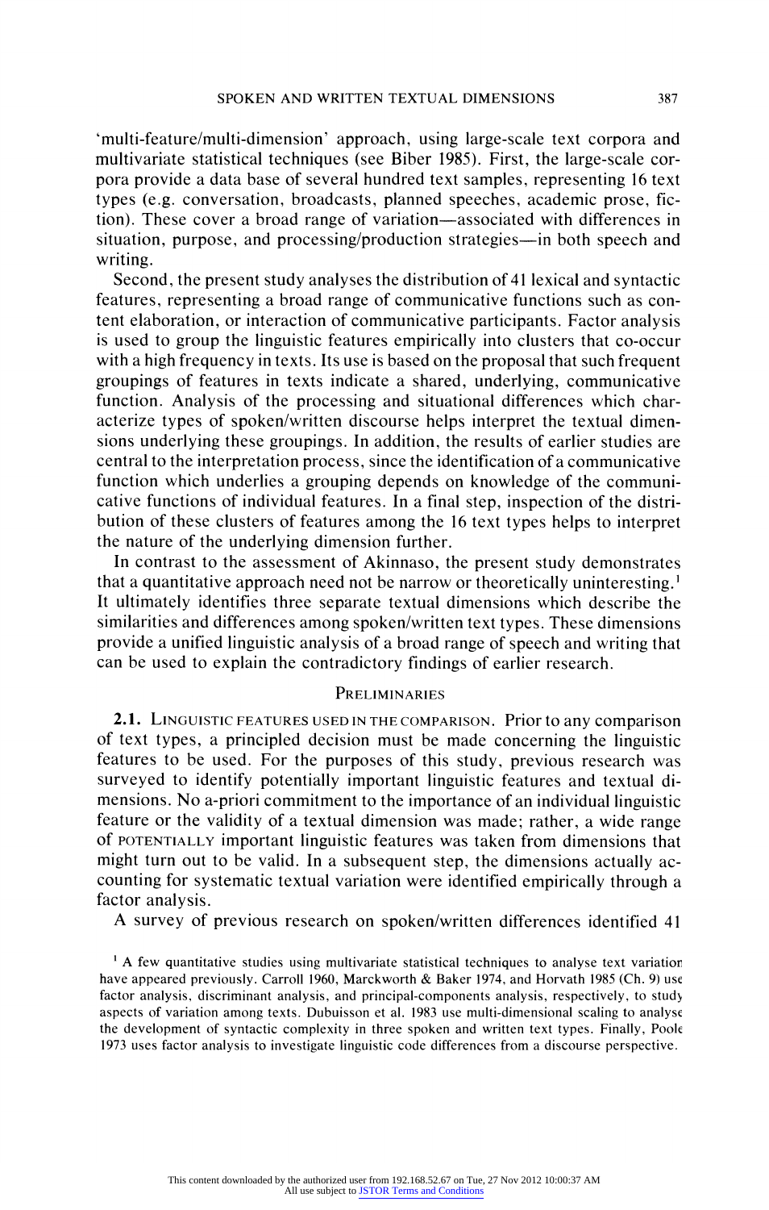'multi-feature/multi-dimension' approach, using large-scale text corpora and multivariate statistical techniques (see Biber 1985). First, the large-scale corpora provide a data base of several hundred text samples, representing 16 text types (e.g. conversation, broadcasts, planned speeches, academic prose, fiction). These cover a broad range of variation—associated with differences in situation, purpose, and processing/production strategies—in both speech and writing.

Second, the present study analyses the distribution of 41 lexical and syntactic features, representing a broad range of communicative functions such as content elaboration, or interaction of communicative participants. Factor analysis is used to group the linguistic features empirically into clusters that co-occur with a high frequency in texts. Its use is based on the proposal that such frequent groupings of features in texts indicate a shared, underlying, communicative function. Analysis of the processing and situational differences which characterize types of spoken/written discourse helps interpret the textual dimensions underlying these groupings. In addition, the results of earlier studies are central to the interpretation process, since the identification of a communicative function which underlies a grouping depends on knowledge of the communicative functions of individual features. In a final step, inspection of the distribution of these clusters of features among the 16 text types helps to interpret the nature of the underlying dimension further.

In contrast to the assessment of Akinnaso, the present study demonstrates that a quantitative approach need not be narrow or theoretically uninteresting.[1] It ultimately identifies three separate textual dimensions which describe the similarities and differences among spoken/written text types. These dimensions provide a unified linguistic analysis of a broad range of speech and writing that can be used to explain the contradictory findings of earlier research.

## Preliminaries

**2.1.** Linguistic features used in the comparison. Prior to any comparison of text types, a principled decision must be made concerning the linguistic features to be used. For the purposes of this study, previous research was surveyed to identify potentially important linguistic features and textual dimensions. No a-priori commitment to the importance of an individual linguistic feature or the validity of a textual dimension was made; rather, a wide range of potentially important linguistic features was taken from dimensions that might turn out to be valid. In a subsequent step, the dimensions actually accounting for systematic textual variation were identified empirically through a factor analysis.

A survey of previous research on spoken/written differences identified 41

[1] A few quantitative studies using multivariate statistical techniques to analyse text variation have appeared previously. Carroll 1960, Marckworth & Baker 1974, and Horvath 1985 (Ch. 9) use factor analysis, discriminant analysis, and principal-components analysis, respectively, to study aspects of variation among texts. Dubuisson et al. 1983 use multi-dimensional scaling to analyse the development of syntactic complexity in three spoken and written text types. Finally, Poole 1973 uses factor analysis to investigate linguistic code differences from a discourse perspective.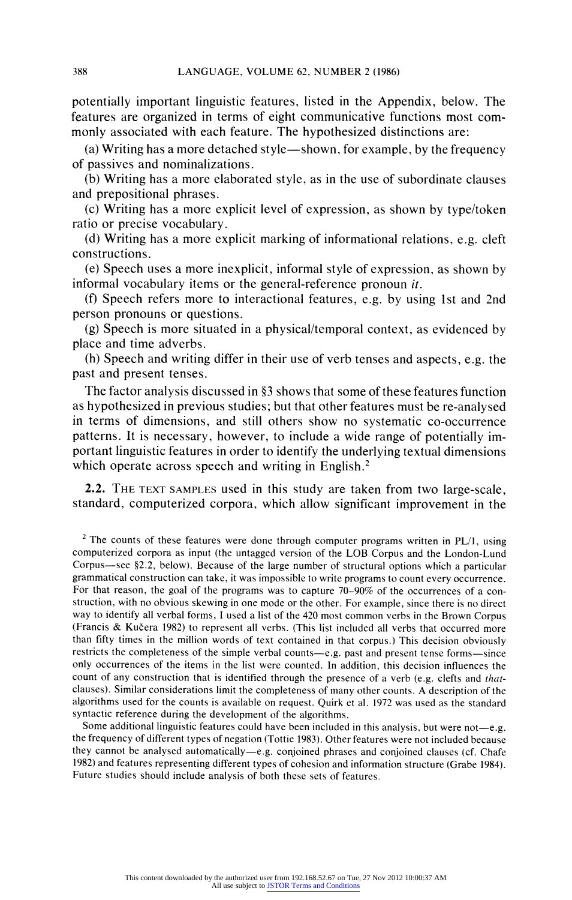potentially important linguistic features, listed in the Appendix, below. The features are organized in terms of eight communicative functions most commonly associated with each feature. The hypothesized distinctions are:

(a) Writing has a more detached style—shown, for example, by the frequency of passives and nominalizations.

(b) Writing has a more elaborated style, as in the use of subordinate clauses and prepositional phrases.

(c) Writing has a more explicit level of expression, as shown by type/token ratio or precise vocabulary.

(d) Writing has a more explicit marking of informational relations, e.g. cleft constructions.

(e) Speech uses a more inexplicit, informal style of expression, as shown by informal vocabulary items or the general-reference pronoun *it*.

(f) Speech refers more to interactional features, e.g. by using 1st and 2nd person pronouns or questions.

(g) Speech is more situated in a physical/temporal context, as evidenced by place and time adverbs.

(h) Speech and writing differ in their use of verb tenses and aspects, e.g. the past and present tenses.

The factor analysis discussed in §3 shows that some of these features function as hypothesized in previous studies; but that other features must be re-analysed in terms of dimensions, and still others show no systematic co-occurrence patterns. It is necessary, however, to include a wide range of potentially important linguistic features in order to identify the underlying textual dimensions which operate across speech and writing in English.[2]

**2.2.** THE TEXT SAMPLES used in this study are taken from two large-scale, standard, computerized corpora, which allow significant improvement in the

---

[2] The counts of these features were done through computer programs written in PL/1, using computerized corpora as input (the untagged version of the LOB Corpus and the London-Lund Corpus—see §2.2, below). Because of the large number of structural options which a particular grammatical construction can take, it was impossible to write programs to count every occurrence. For that reason, the goal of the programs was to capture 70–90% of the occurrences of a construction, with no obvious skewing in one mode or the other. For example, since there is no direct way to identify all verbal forms, I used a list of the 420 most common verbs in the Brown Corpus (Francis & Kučera 1982) to represent all verbs. (This list included all verbs that occurred more than fifty times in the million words of text contained in that corpus.) This decision obviously restricts the completeness of the simple verbal counts—e.g. past and present tense forms—since only occurrences of the items in the list were counted. In addition, this decision influences the count of any construction that is identified through the presence of a verb (e.g. clefts and *that*-clauses). Similar considerations limit the completeness of many other counts. A description of the algorithms used for the counts is available on request. Quirk et al. 1972 was used as the standard syntactic reference during the development of the algorithms.

Some additional linguistic features could have been included in this analysis, but were not—e.g. the frequency of different types of negation (Tottie 1983). Other features were not included because they cannot be analysed automatically—e.g. conjoined phrases and conjoined clauses (cf. Chafe 1982) and features representing different types of cohesion and information structure (Grabe 1984). Future studies should include analysis of both these sets of features.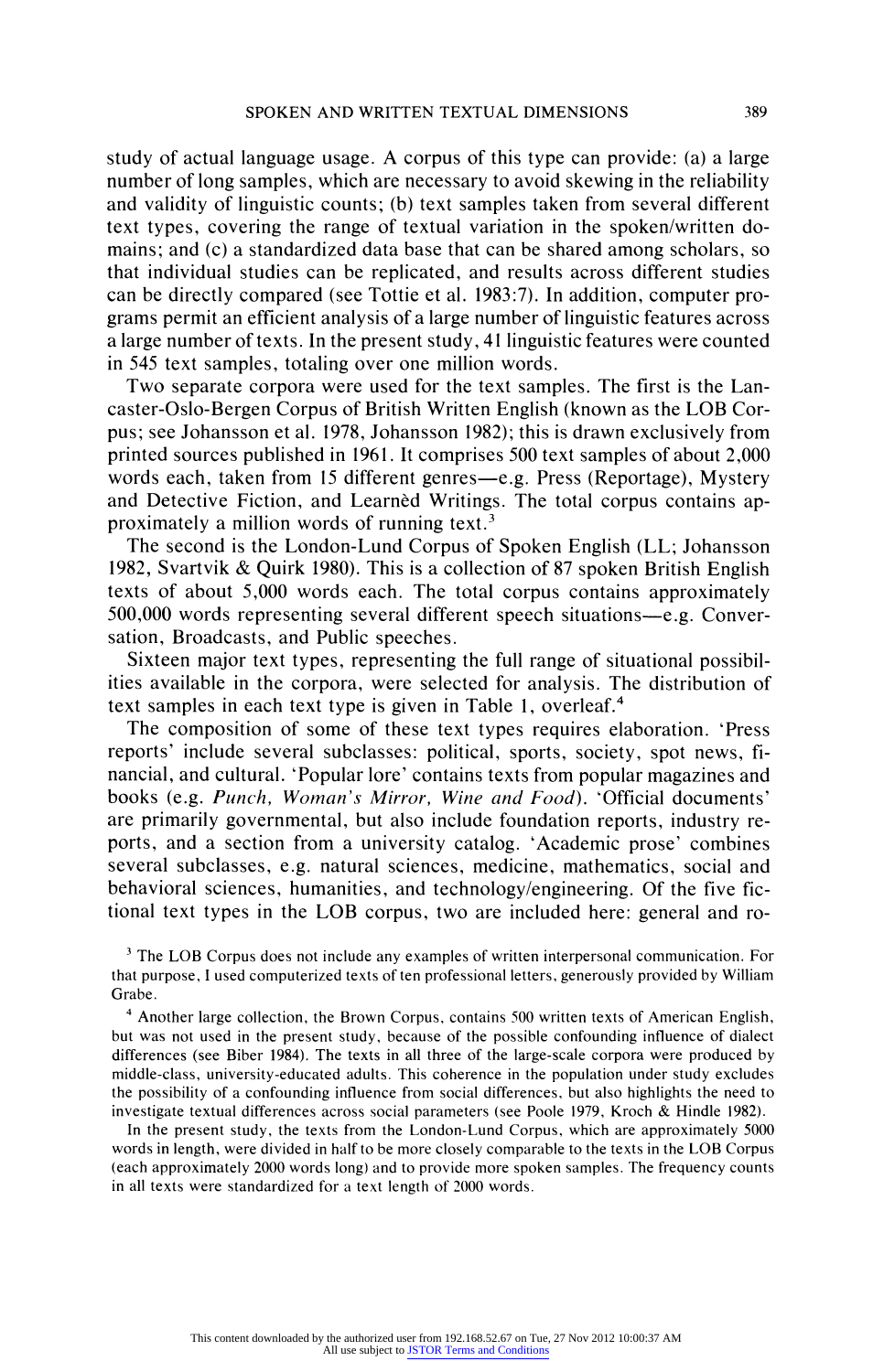study of actual language usage. A corpus of this type can provide: (a) a large number of long samples, which are necessary to avoid skewing in the reliability and validity of linguistic counts; (b) text samples taken from several different text types, covering the range of textual variation in the spoken/written domains; and (c) a standardized data base that can be shared among scholars, so that individual studies can be replicated, and results across different studies can be directly compared (see Tottie et al. 1983:7). In addition, computer programs permit an efficient analysis of a large number of linguistic features across a large number of texts. In the present study, 41 linguistic features were counted in 545 text samples, totaling over one million words.

Two separate corpora were used for the text samples. The first is the Lancaster-Oslo-Bergen Corpus of British Written English (known as the LOB Corpus; see Johansson et al. 1978, Johansson 1982); this is drawn exclusively from printed sources published in 1961. It comprises 500 text samples of about 2,000 words each, taken from 15 different genres—e.g. Press (Reportage), Mystery and Detective Fiction, and Learnèd Writings. The total corpus contains approximately a million words of running text.[3]

The second is the London-Lund Corpus of Spoken English (LL; Johansson 1982, Svartvik & Quirk 1980). This is a collection of 87 spoken British English texts of about 5,000 words each. The total corpus contains approximately 500,000 words representing several different speech situations—e.g. Conversation, Broadcasts, and Public speeches.

Sixteen major text types, representing the full range of situational possibilities available in the corpora, were selected for analysis. The distribution of text samples in each text type is given in Table 1, overleaf.[4]

The composition of some of these text types requires elaboration. 'Press reports' include several subclasses: political, sports, society, spot news, financial, and cultural. 'Popular lore' contains texts from popular magazines and books (e.g. *Punch, Woman's Mirror, Wine and Food*). 'Official documents' are primarily governmental, but also include foundation reports, industry reports, and a section from a university catalog. 'Academic prose' combines several subclasses, e.g. natural sciences, medicine, mathematics, social and behavioral sciences, humanities, and technology/engineering. Of the five fictional text types in the LOB corpus, two are included here: general and ro-

[3] The LOB Corpus does not include any examples of written interpersonal communication. For that purpose, I used computerized texts of ten professional letters, generously provided by William Grabe.

[4] Another large collection, the Brown Corpus, contains 500 written texts of American English, but was not used in the present study, because of the possible confounding influence of dialect differences (see Biber 1984). The texts in all three of the large-scale corpora were produced by middle-class, university-educated adults. This coherence in the population under study excludes the possibility of a confounding influence from social differences, but also highlights the need to investigate textual differences across social parameters (see Poole 1979, Kroch & Hindle 1982).

In the present study, the texts from the London-Lund Corpus, which are approximately 5000 words in length, were divided in half to be more closely comparable to the texts in the LOB Corpus (each approximately 2000 words long) and to provide more spoken samples. The frequency counts in all texts were standardized for a text length of 2000 words.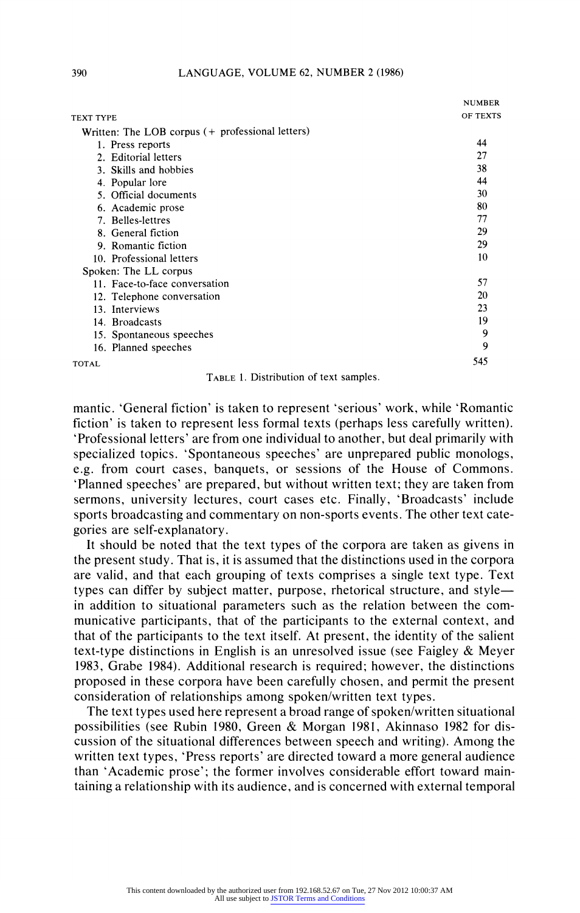| TEXT TYPE | NUMBER OF TEXTS |
|---|---|
| Written: The LOB corpus (+ professional letters) | |
| 1. Press reports | 44 |
| 2. Editorial letters | 27 |
| 3. Skills and hobbies | 38 |
| 4. Popular lore | 44 |
| 5. Official documents | 30 |
| 6. Academic prose | 80 |
| 7. Belles-lettres | 77 |
| 8. General fiction | 29 |
| 9. Romantic fiction | 29 |
| 10. Professional letters | 10 |
| Spoken: The LL corpus | |
| 11. Face-to-face conversation | 57 |
| 12. Telephone conversation | 20 |
| 13. Interviews | 23 |
| 14. Broadcasts | 19 |
| 15. Spontaneous speeches | 9 |
| 16. Planned speeches | 9 |
| TOTAL | 545 |

TABLE 1. Distribution of text samples.

mantic. 'General fiction' is taken to represent 'serious' work, while 'Romantic fiction' is taken to represent less formal texts (perhaps less carefully written). 'Professional letters' are from one individual to another, but deal primarily with specialized topics. 'Spontaneous speeches' are unprepared public monologs, e.g. from court cases, banquets, or sessions of the House of Commons. 'Planned speeches' are prepared, but without written text; they are taken from sermons, university lectures, court cases etc. Finally, 'Broadcasts' include sports broadcasting and commentary on non-sports events. The other text categories are self-explanatory.

It should be noted that the text types of the corpora are taken as givens in the present study. That is, it is assumed that the distinctions used in the corpora are valid, and that each grouping of texts comprises a single text type. Text types can differ by subject matter, purpose, rhetorical structure, and style—in addition to situational parameters such as the relation between the communicative participants, that of the participants to the external context, and that of the participants to the text itself. At present, the identity of the salient text-type distinctions in English is an unresolved issue (see Faigley & Meyer 1983, Grabe 1984). Additional research is required; however, the distinctions proposed in these corpora have been carefully chosen, and permit the present consideration of relationships among spoken/written text types.

The text types used here represent a broad range of spoken/written situational possibilities (see Rubin 1980, Green & Morgan 1981, Akinnaso 1982 for discussion of the situational differences between speech and writing). Among the written text types, 'Press reports' are directed toward a more general audience than 'Academic prose'; the former involves considerable effort toward maintaining a relationship with its audience, and is concerned with external temporal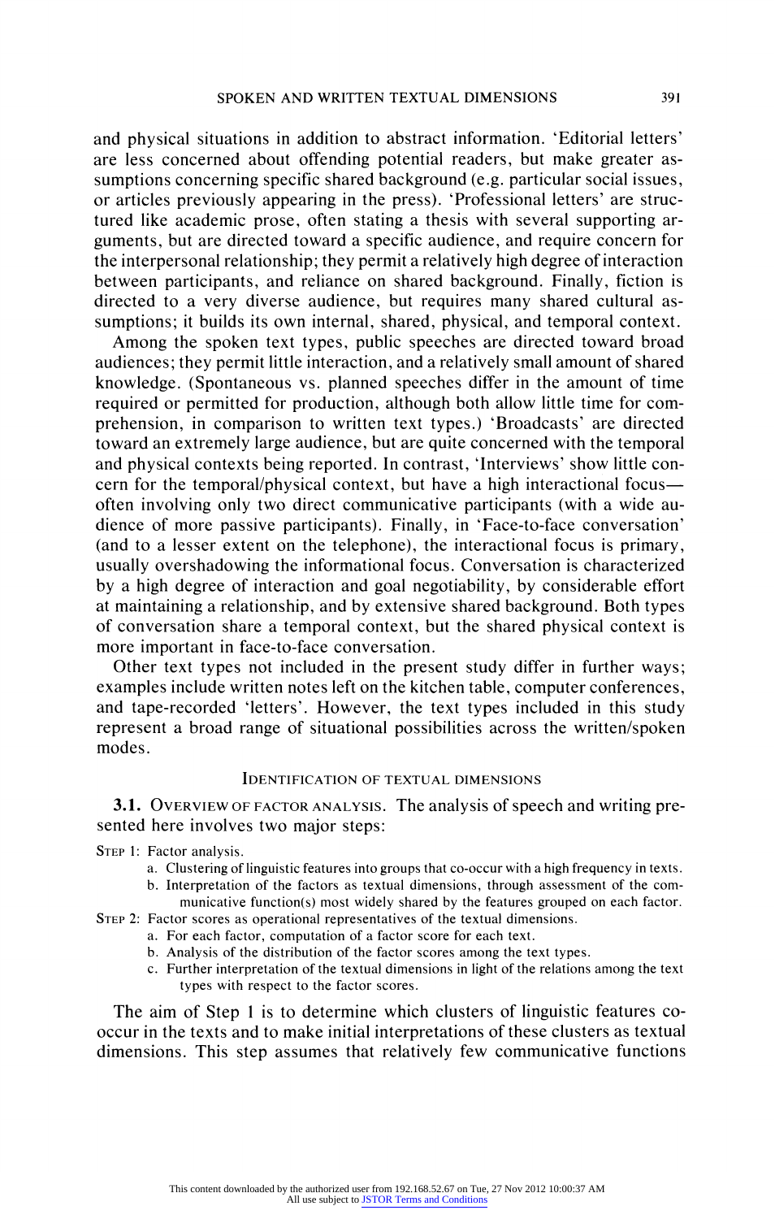and physical situations in addition to abstract information. 'Editorial letters' are less concerned about offending potential readers, but make greater assumptions concerning specific shared background (e.g. particular social issues, or articles previously appearing in the press). 'Professional letters' are structured like academic prose, often stating a thesis with several supporting arguments, but are directed toward a specific audience, and require concern for the interpersonal relationship; they permit a relatively high degree of interaction between participants, and reliance on shared background. Finally, fiction is directed to a very diverse audience, but requires many shared cultural assumptions; it builds its own internal, shared, physical, and temporal context.

Among the spoken text types, public speeches are directed toward broad audiences; they permit little interaction, and a relatively small amount of shared knowledge. (Spontaneous vs. planned speeches differ in the amount of time required or permitted for production, although both allow little time for comprehension, in comparison to written text types.) 'Broadcasts' are directed toward an extremely large audience, but are quite concerned with the temporal and physical contexts being reported. In contrast, 'Interviews' show little concern for the temporal/physical context, but have a high interactional focus—often involving only two direct communicative participants (with a wide audience of more passive participants). Finally, in 'Face-to-face conversation' (and to a lesser extent on the telephone), the interactional focus is primary, usually overshadowing the informational focus. Conversation is characterized by a high degree of interaction and goal negotiability, by considerable effort at maintaining a relationship, and by extensive shared background. Both types of conversation share a temporal context, but the shared physical context is more important in face-to-face conversation.

Other text types not included in the present study differ in further ways; examples include written notes left on the kitchen table, computer conferences, and tape-recorded 'letters'. However, the text types included in this study represent a broad range of situational possibilities across the written/spoken modes.

## Identification of textual dimensions

**3.1.** Overview of factor analysis. The analysis of speech and writing presented here involves two major steps:

Step 1: Factor analysis.
- a. Clustering of linguistic features into groups that co-occur with a high frequency in texts.
- b. Interpretation of the factors as textual dimensions, through assessment of the communicative function(s) most widely shared by the features grouped on each factor.

Step 2: Factor scores as operational representatives of the textual dimensions.
- a. For each factor, computation of a factor score for each text.
- b. Analysis of the distribution of the factor scores among the text types.
- c. Further interpretation of the textual dimensions in light of the relations among the text types with respect to the factor scores.

The aim of Step 1 is to determine which clusters of linguistic features co-occur in the texts and to make initial interpretations of these clusters as textual dimensions. This step assumes that relatively few communicative functions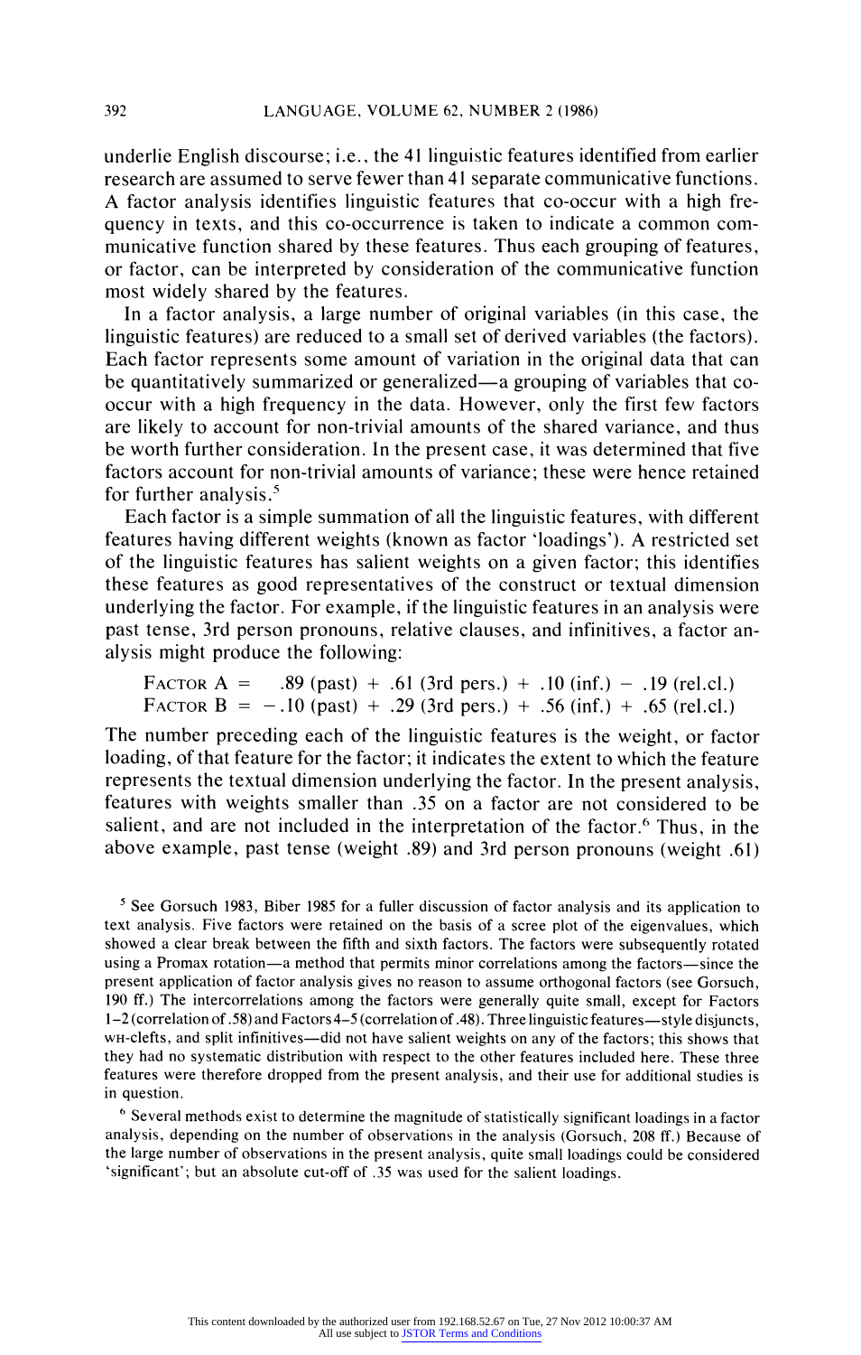underlie English discourse; i.e., the 41 linguistic features identified from earlier research are assumed to serve fewer than 41 separate communicative functions. A factor analysis identifies linguistic features that co-occur with a high frequency in texts, and this co-occurrence is taken to indicate a common communicative function shared by these features. Thus each grouping of features, or factor, can be interpreted by consideration of the communicative function most widely shared by the features.

In a factor analysis, a large number of original variables (in this case, the linguistic features) are reduced to a small set of derived variables (the factors). Each factor represents some amount of variation in the original data that can be quantitatively summarized or generalized—a grouping of variables that co-occur with a high frequency in the data. However, only the first few factors are likely to account for non-trivial amounts of the shared variance, and thus be worth further consideration. In the present case, it was determined that five factors account for non-trivial amounts of variance; these were hence retained for further analysis.[5]

Each factor is a simple summation of all the linguistic features, with different features having different weights (known as factor 'loadings'). A restricted set of the linguistic features has salient weights on a given factor; this identifies these features as good representatives of the construct or textual dimension underlying the factor. For example, if the linguistic features in an analysis were past tense, 3rd person pronouns, relative clauses, and infinitives, a factor analysis might produce the following:

FACTOR A = .89 (past) + .61 (3rd pers.) + .10 (inf.) − .19 (rel.cl.)
FACTOR B = −.10 (past) + .29 (3rd pers.) + .56 (inf.) + .65 (rel.cl.)

The number preceding each of the linguistic features is the weight, or factor loading, of that feature for the factor; it indicates the extent to which the feature represents the textual dimension underlying the factor. In the present analysis, features with weights smaller than .35 on a factor are not considered to be salient, and are not included in the interpretation of the factor.[6] Thus, in the above example, past tense (weight .89) and 3rd person pronouns (weight .61)

[5] See Gorsuch 1983, Biber 1985 for a fuller discussion of factor analysis and its application to text analysis. Five factors were retained on the basis of a scree plot of the eigenvalues, which showed a clear break between the fifth and sixth factors. The factors were subsequently rotated using a Promax rotation—a method that permits minor correlations among the factors—since the present application of factor analysis gives no reason to assume orthogonal factors (see Gorsuch, 190 ff.) The intercorrelations among the factors were generally quite small, except for Factors 1–2 (correlation of .58) and Factors 4–5 (correlation of .48). Three linguistic features—style disjuncts, WH-clefts, and split infinitives—did not have salient weights on any of the factors; this shows that they had no systematic distribution with respect to the other features included here. These three features were therefore dropped from the present analysis, and their use for additional studies is in question.

[6] Several methods exist to determine the magnitude of statistically significant loadings in a factor analysis, depending on the number of observations in the analysis (Gorsuch, 208 ff.) Because of the large number of observations in the present analysis, quite small loadings could be considered 'significant'; but an absolute cut-off of .35 was used for the salient loadings.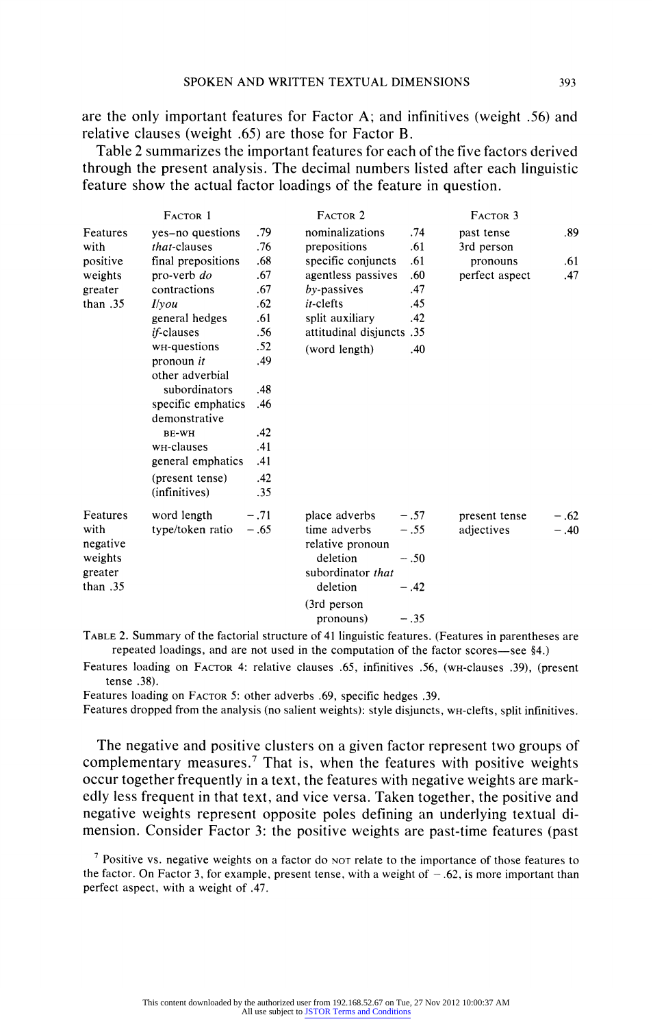are the only important features for Factor A; and infinitives (weight .56) and relative clauses (weight .65) are those for Factor B.

Table 2 summarizes the important features for each of the five factors derived through the present analysis. The decimal numbers listed after each linguistic feature show the actual factor loadings of the feature in question.

| | FACTOR 1 | | FACTOR 2 | | FACTOR 3 | |
|---|---|---|---|---|---|---|
| Features with positive weights greater than .35 | yes–no questions | .79 | nominalizations | .74 | past tense | .89 |
| | *that*-clauses | .76 | prepositions | .61 | 3rd person pronouns | .61 |
| | final prepositions | .68 | specific conjuncts | .61 | perfect aspect | .47 |
| | pro-verb *do* | .67 | agentless passives | .60 | | |
| | contractions | .67 | *by*-passives | .47 | | |
| | *I/you* | .62 | *it*-clefts | .45 | | |
| | general hedges | .61 | split auxiliary | .42 | | |
| | *if*-clauses | .56 | attitudinal disjuncts | .35 | | |
| | WH-questions | .52 | (word length) | .40 | | |
| | pronoun *it* | .49 | | | | |
| | other adverbial subordinators | .48 | | | | |
| | specific emphatics | .46 | | | | |
| | demonstrative BE-WH | .42 | | | | |
| | WH-clauses | .41 | | | | |
| | general emphatics | .41 | | | | |
| | (present tense) | .42 | | | | |
| | (infinitives) | .35 | | | | |
| Features with negative weights greater than .35 | word length | −.71 | place adverbs | −.57 | present tense | −.62 |
| | type/token ratio | −.65 | time adverbs | −.55 | adjectives | −.40 |
| | | | relative pronoun deletion | −.50 | | |
| | | | subordinator *that* deletion | −.42 | | |
| | | | (3rd person pronouns) | −.35 | | |

TABLE 2. Summary of the factorial structure of 41 linguistic features. (Features in parentheses are repeated loadings, and are not used in the computation of the factor scores—see §4.)

Features loading on FACTOR 4: relative clauses .65, infinitives .56, (WH-clauses .39), (present tense .38).

Features loading on FACTOR 5: other adverbs .69, specific hedges .39.

Features dropped from the analysis (no salient weights): style disjuncts, WH-clefts, split infinitives.

The negative and positive clusters on a given factor represent two groups of complementary measures.[7] That is, when the features with positive weights occur together frequently in a text, the features with negative weights are markedly less frequent in that text, and vice versa. Taken together, the positive and negative weights represent opposite poles defining an underlying textual dimension. Consider Factor 3: the positive weights are past-time features (past

[7] Positive vs. negative weights on a factor do NOT relate to the importance of those features to the factor. On Factor 3, for example, present tense, with a weight of −.62, is more important than perfect aspect, with a weight of .47.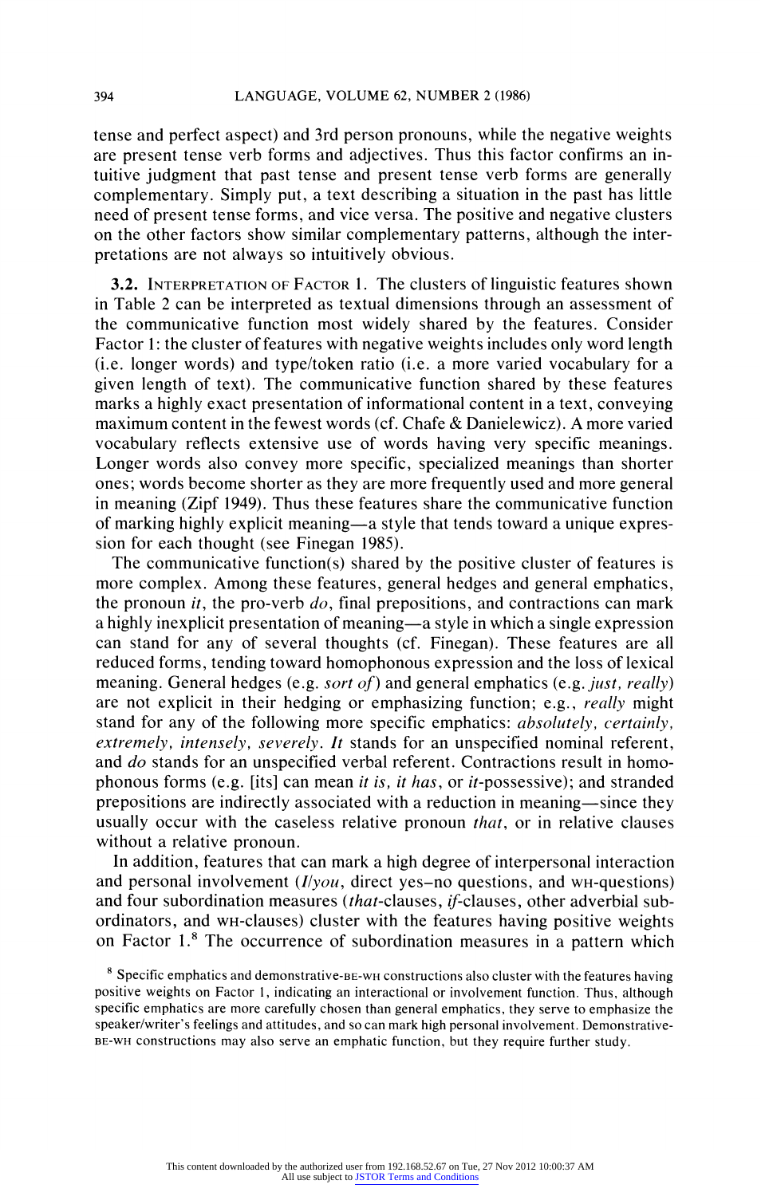tense and perfect aspect) and 3rd person pronouns, while the negative weights are present tense verb forms and adjectives. Thus this factor confirms an intuitive judgment that past tense and present tense verb forms are generally complementary. Simply put, a text describing a situation in the past has little need of present tense forms, and vice versa. The positive and negative clusters on the other factors show similar complementary patterns, although the interpretations are not always so intuitively obvious.

**3.2.** Interpretation of Factor 1. The clusters of linguistic features shown in Table 2 can be interpreted as textual dimensions through an assessment of the communicative function most widely shared by the features. Consider Factor 1: the cluster of features with negative weights includes only word length (i.e. longer words) and type/token ratio (i.e. a more varied vocabulary for a given length of text). The communicative function shared by these features marks a highly exact presentation of informational content in a text, conveying maximum content in the fewest words (cf. Chafe & Danielewicz). A more varied vocabulary reflects extensive use of words having very specific meanings. Longer words also convey more specific, specialized meanings than shorter ones; words become shorter as they are more frequently used and more general in meaning (Zipf 1949). Thus these features share the communicative function of marking highly explicit meaning—a style that tends toward a unique expression for each thought (see Finegan 1985).

The communicative function(s) shared by the positive cluster of features is more complex. Among these features, general hedges and general emphatics, the pronoun *it*, the pro-verb *do*, final prepositions, and contractions can mark a highly inexplicit presentation of meaning—a style in which a single expression can stand for any of several thoughts (cf. Finegan). These features are all reduced forms, tending toward homophonous expression and the loss of lexical meaning. General hedges (e.g. *sort of*) and general emphatics (e.g. *just, really*) are not explicit in their hedging or emphasizing function; e.g., *really* might stand for any of the following more specific emphatics: *absolutely, certainly, extremely, intensely, severely*. *It* stands for an unspecified nominal referent, and *do* stands for an unspecified verbal referent. Contractions result in homophonous forms (e.g. [its] can mean *it is, it has*, or *it*-possessive); and stranded prepositions are indirectly associated with a reduction in meaning—since they usually occur with the caseless relative pronoun *that*, or in relative clauses without a relative pronoun.

In addition, features that can mark a high degree of interpersonal interaction and personal involvement (*I/you*, direct yes–no questions, and WH-questions) and four subordination measures (*that*-clauses, *if*-clauses, other adverbial subordinators, and WH-clauses) cluster with the features having positive weights on Factor 1.[8] The occurrence of subordination measures in a pattern which

[8] Specific emphatics and demonstrative-BE-WH constructions also cluster with the features having positive weights on Factor 1, indicating an interactional or involvement function. Thus, although specific emphatics are more carefully chosen than general emphatics, they serve to emphasize the speaker/writer's feelings and attitudes, and so can mark high personal involvement. Demonstrative-BE-WH constructions may also serve an emphatic function, but they require further study.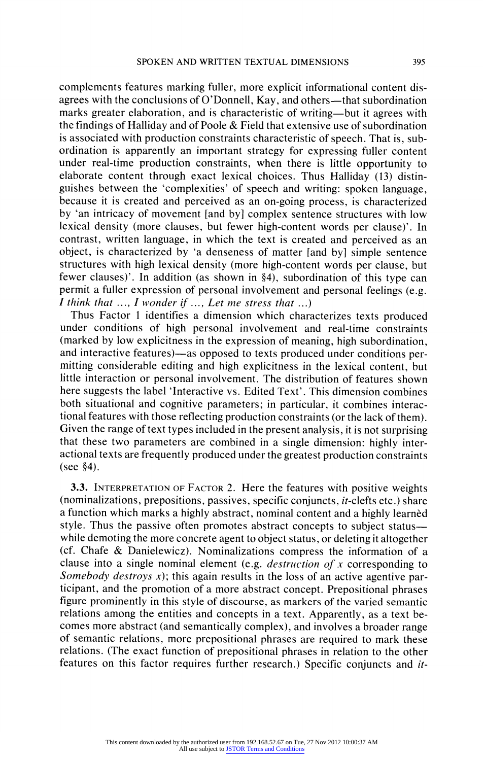complements features marking fuller, more explicit informational content disagrees with the conclusions of O'Donnell, Kay, and others—that subordination marks greater elaboration, and is characteristic of writing—but it agrees with the findings of Halliday and of Poole & Field that extensive use of subordination is associated with production constraints characteristic of speech. That is, subordination is apparently an important strategy for expressing fuller content under real-time production constraints, when there is little opportunity to elaborate content through exact lexical choices. Thus Halliday (13) distinguishes between the 'complexities' of speech and writing: spoken language, because it is created and perceived as an on-going process, is characterized by 'an intricacy of movement [and by] complex sentence structures with low lexical density (more clauses, but fewer high-content words per clause)'. In contrast, written language, in which the text is created and perceived as an object, is characterized by 'a denseness of matter [and by] simple sentence structures with high lexical density (more high-content words per clause, but fewer clauses)'. In addition (as shown in §4), subordination of this type can permit a fuller expression of personal involvement and personal feelings (e.g. *I think that ..., I wonder if ..., Let me stress that ...*)

Thus Factor 1 identifies a dimension which characterizes texts produced under conditions of high personal involvement and real-time constraints (marked by low explicitness in the expression of meaning, high subordination, and interactive features)—as opposed to texts produced under conditions permitting considerable editing and high explicitness in the lexical content, but little interaction or personal involvement. The distribution of features shown here suggests the label 'Interactive vs. Edited Text'. This dimension combines both situational and cognitive parameters; in particular, it combines interactional features with those reflecting production constraints (or the lack of them). Given the range of text types included in the present analysis, it is not surprising that these two parameters are combined in a single dimension: highly interactional texts are frequently produced under the greatest production constraints (see §4).

**3.3.** Interpretation of Factor 2. Here the features with positive weights (nominalizations, prepositions, passives, specific conjuncts, *it*-clefts etc.) share a function which marks a highly abstract, nominal content and a highly learnèd style. Thus the passive often promotes abstract concepts to subject status—while demoting the more concrete agent to object status, or deleting it altogether (cf. Chafe & Danielewicz). Nominalizations compress the information of a clause into a single nominal element (e.g. *destruction of x* corresponding to *Somebody destroys x*); this again results in the loss of an active agentive participant, and the promotion of a more abstract concept. Prepositional phrases figure prominently in this style of discourse, as markers of the varied semantic relations among the entities and concepts in a text. Apparently, as a text becomes more abstract (and semantically complex), and involves a broader range of semantic relations, more prepositional phrases are required to mark these relations. (The exact function of prepositional phrases in relation to the other features on this factor requires further research.) Specific conjuncts and *it*-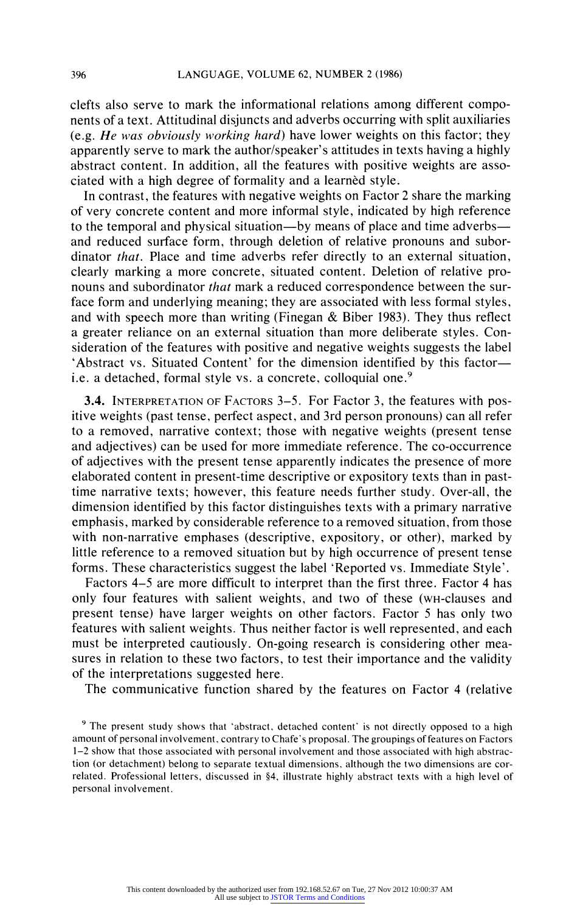clefts also serve to mark the informational relations among different components of a text. Attitudinal disjuncts and adverbs occurring with split auxiliaries (e.g. *He was obviously working hard*) have lower weights on this factor; they apparently serve to mark the author/speaker's attitudes in texts having a highly abstract content. In addition, all the features with positive weights are associated with a high degree of formality and a learnèd style.

In contrast, the features with negative weights on Factor 2 share the marking of very concrete content and more informal style, indicated by high reference to the temporal and physical situation—by means of place and time adverbs—and reduced surface form, through deletion of relative pronouns and subordinator *that*. Place and time adverbs refer directly to an external situation, clearly marking a more concrete, situated content. Deletion of relative pronouns and subordinator *that* mark a reduced correspondence between the surface form and underlying meaning; they are associated with less formal styles, and with speech more than writing (Finegan & Biber 1983). They thus reflect a greater reliance on an external situation than more deliberate styles. Consideration of the features with positive and negative weights suggests the label 'Abstract vs. Situated Content' for the dimension identified by this factor—i.e. a detached, formal style vs. a concrete, colloquial one.[9]

**3.4.** Interpretation of Factors 3–5. For Factor 3, the features with positive weights (past tense, perfect aspect, and 3rd person pronouns) can all refer to a removed, narrative context; those with negative weights (present tense and adjectives) can be used for more immediate reference. The co-occurrence of adjectives with the present tense apparently indicates the presence of more elaborated content in present-time descriptive or expository texts than in past-time narrative texts; however, this feature needs further study. Over-all, the dimension identified by this factor distinguishes texts with a primary narrative emphasis, marked by considerable reference to a removed situation, from those with non-narrative emphases (descriptive, expository, or other), marked by little reference to a removed situation but by high occurrence of present tense forms. These characteristics suggest the label 'Reported vs. Immediate Style'.

Factors 4–5 are more difficult to interpret than the first three. Factor 4 has only four features with salient weights, and two of these (WH-clauses and present tense) have larger weights on other factors. Factor 5 has only two features with salient weights. Thus neither factor is well represented, and each must be interpreted cautiously. On-going research is considering other measures in relation to these two factors, to test their importance and the validity of the interpretations suggested here.

The communicative function shared by the features on Factor 4 (relative

[9] The present study shows that 'abstract, detached content' is not directly opposed to a high amount of personal involvement, contrary to Chafe's proposal. The groupings of features on Factors 1–2 show that those associated with personal involvement and those associated with high abstraction (or detachment) belong to separate textual dimensions, although the two dimensions are correlated. Professional letters, discussed in §4, illustrate highly abstract texts with a high level of personal involvement.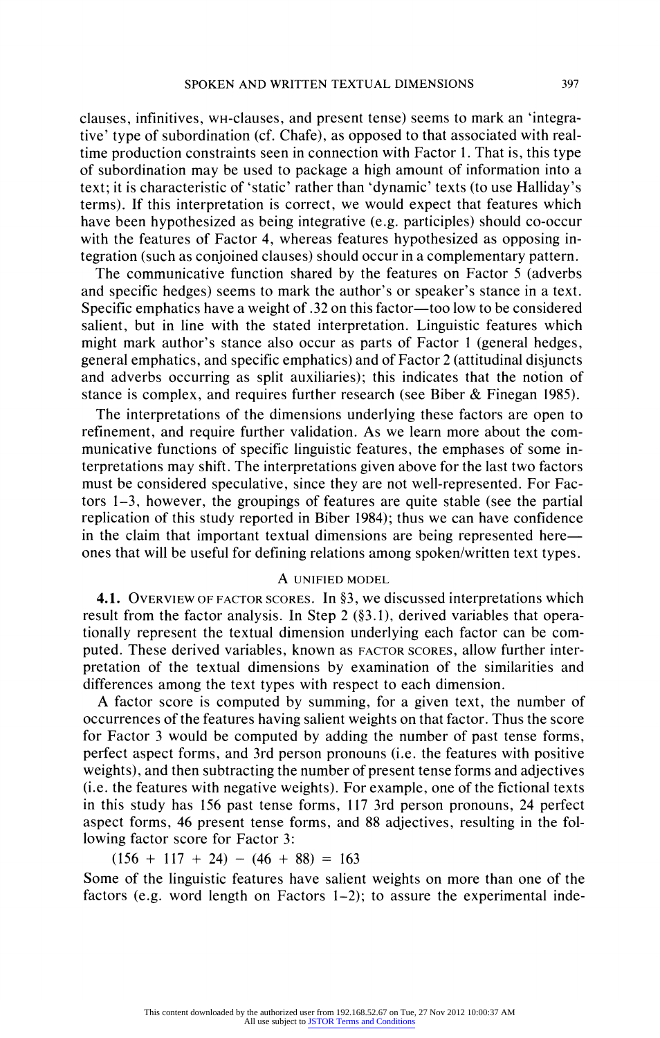clauses, infinitives, WH-clauses, and present tense) seems to mark an 'integrative' type of subordination (cf. Chafe), as opposed to that associated with real-time production constraints seen in connection with Factor 1. That is, this type of subordination may be used to package a high amount of information into a text; it is characteristic of 'static' rather than 'dynamic' texts (to use Halliday's terms). If this interpretation is correct, we would expect that features which have been hypothesized as being integrative (e.g. participles) should co-occur with the features of Factor 4, whereas features hypothesized as opposing integration (such as conjoined clauses) should occur in a complementary pattern.

The communicative function shared by the features on Factor 5 (adverbs and specific hedges) seems to mark the author's or speaker's stance in a text. Specific emphatics have a weight of .32 on this factor—too low to be considered salient, but in line with the stated interpretation. Linguistic features which might mark author's stance also occur as parts of Factor 1 (general hedges, general emphatics, and specific emphatics) and of Factor 2 (attitudinal disjuncts and adverbs occurring as split auxiliaries); this indicates that the notion of stance is complex, and requires further research (see Biber & Finegan 1985).

The interpretations of the dimensions underlying these factors are open to refinement, and require further validation. As we learn more about the communicative functions of specific linguistic features, the emphases of some interpretations may shift. The interpretations given above for the last two factors must be considered speculative, since they are not well-represented. For Factors 1–3, however, the groupings of features are quite stable (see the partial replication of this study reported in Biber 1984); thus we can have confidence in the claim that important textual dimensions are being represented here—ones that will be useful for defining relations among spoken/written text types.

## A UNIFIED MODEL

**4.1.** OVERVIEW OF FACTOR SCORES. In §3, we discussed interpretations which result from the factor analysis. In Step 2 (§3.1), derived variables that operationally represent the textual dimension underlying each factor can be computed. These derived variables, known as FACTOR SCORES, allow further interpretation of the textual dimensions by examination of the similarities and differences among the text types with respect to each dimension.

A factor score is computed by summing, for a given text, the number of occurrences of the features having salient weights on that factor. Thus the score for Factor 3 would be computed by adding the number of past tense forms, perfect aspect forms, and 3rd person pronouns (i.e. the features with positive weights), and then subtracting the number of present tense forms and adjectives (i.e. the features with negative weights). For example, one of the fictional texts in this study has 156 past tense forms, 117 3rd person pronouns, 24 perfect aspect forms, 46 present tense forms, and 88 adjectives, resulting in the following factor score for Factor 3:

$$(156 + 117 + 24) - (46 + 88) = 163$$

Some of the linguistic features have salient weights on more than one of the factors (e.g. word length on Factors 1–2); to assure the experimental inde-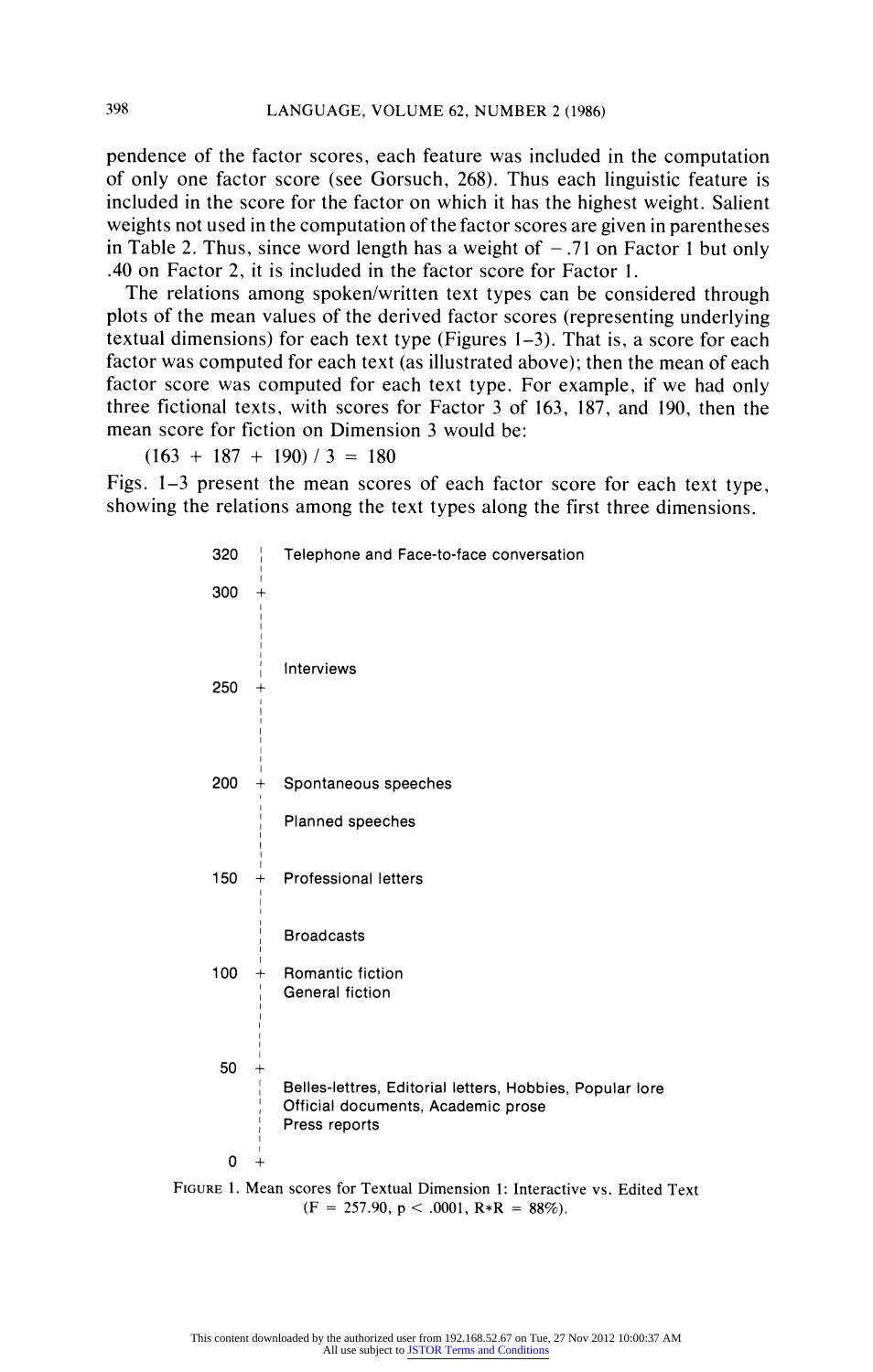pendence of the factor scores, each feature was included in the computation of only one factor score (see Gorsuch, 268). Thus each linguistic feature is included in the score for the factor on which it has the highest weight. Salient weights not used in the computation of the factor scores are given in parentheses in Table 2. Thus, since word length has a weight of −.71 on Factor 1 but only .40 on Factor 2, it is included in the factor score for Factor 1.

The relations among spoken/written text types can be considered through plots of the mean values of the derived factor scores (representing underlying textual dimensions) for each text type (Figures 1–3). That is, a score for each factor was computed for each text (as illustrated above); then the mean of each factor score was computed for each text type. For example, if we had only three fictional texts, with scores for Factor 3 of 163, 187, and 190, then the mean score for fiction on Dimension 3 would be:

$$(163 + 187 + 190) / 3 = 180$$

Figs. 1–3 present the mean scores of each factor score for each text type, showing the relations among the text types along the first three dimensions.

```
320   |  Telephone and Face-to-face conversation
      |
300   +
      |
      |
      |  Interviews
250   +
      |
      |
      |
200   +  Spontaneous speeches
      |
      |  Planned speeches
      |
150   +  Professional letters
      |
      |  Broadcasts
      |
100   +  Romantic fiction
      |  General fiction
      |
      |
 50   +
      |  Belles-lettres, Editorial letters, Hobbies, Popular lore
      |  Official documents, Academic prose
      |  Press reports
  0   +
```

FIGURE 1. Mean scores for Textual Dimension 1: Interactive vs. Edited Text ($F = 257.90$, $p < .0001$, $R*R = 88\%$).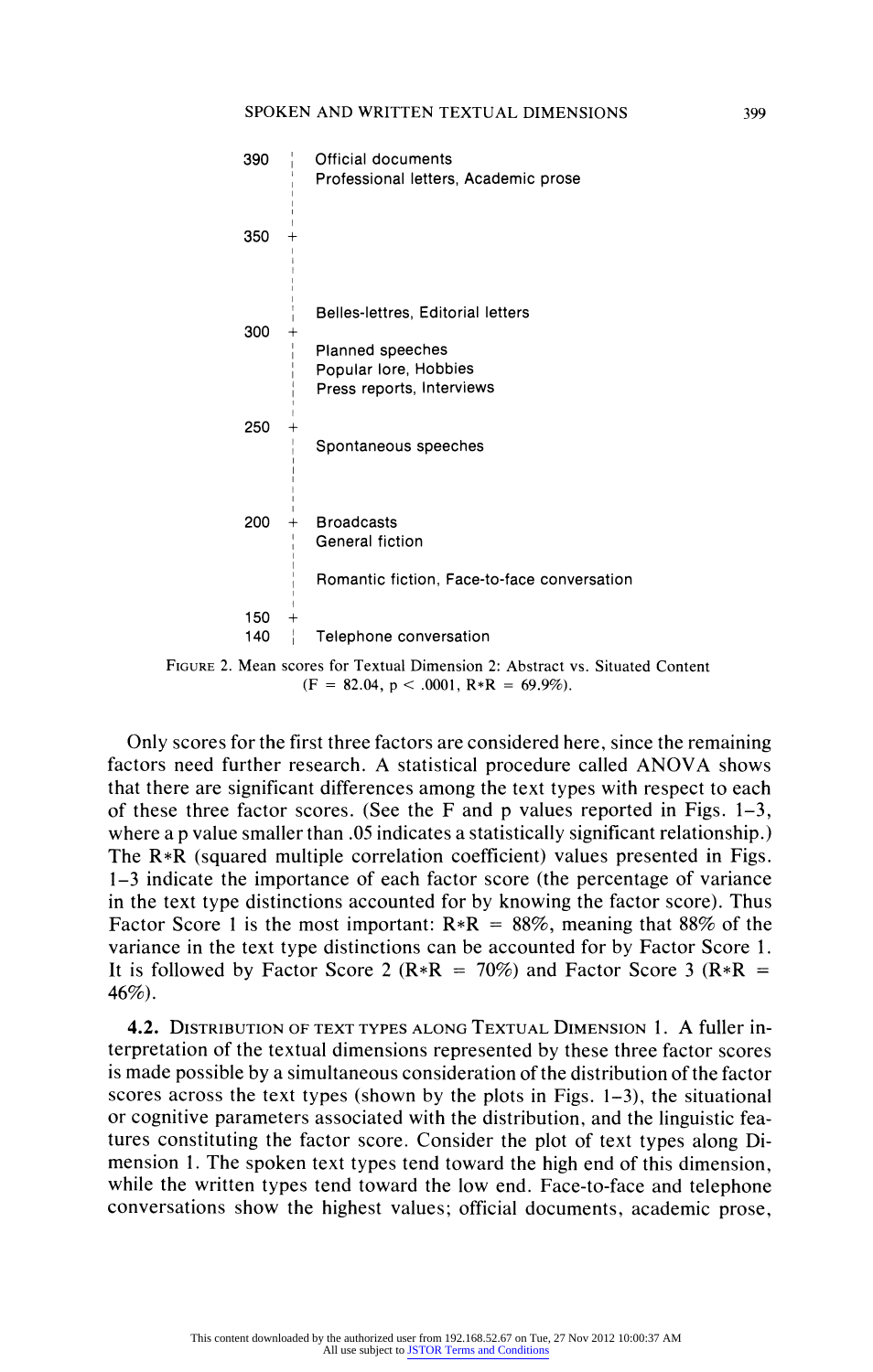```
390 ¦ Official documents
    ¦ Professional letters, Academic prose
    ¦
    ¦
350 +
    ¦
    ¦
    ¦
    ¦ Belles-lettres, Editorial letters
300 +
    ¦ Planned speeches
    ¦ Popular lore, Hobbies
    ¦ Press reports, Interviews
    ¦
250 +
    ¦ Spontaneous speeches
    ¦
    ¦
    ¦
200 + Broadcasts
    ¦ General fiction
    ¦
    ¦ Romantic fiction, Face-to-face conversation
    ¦
150 +
140 ¦ Telephone conversation
```

FIGURE 2. Mean scores for Textual Dimension 2: Abstract vs. Situated Content ($F = 82.04$, $p < .0001$, R*R = 69.9%).

Only scores for the first three factors are considered here, since the remaining factors need further research. A statistical procedure called ANOVA shows that there are significant differences among the text types with respect to each of these three factor scores. (See the F and p values reported in Figs. 1–3, where a p value smaller than .05 indicates a statistically significant relationship.) The R*R (squared multiple correlation coefficient) values presented in Figs. 1–3 indicate the importance of each factor score (the percentage of variance in the text type distinctions accounted for by knowing the factor score). Thus Factor Score 1 is the most important: R*R = 88%, meaning that 88% of the variance in the text type distinctions can be accounted for by Factor Score 1. It is followed by Factor Score 2 (R*R = 70%) and Factor Score 3 (R*R = 46%).

**4.2.** DISTRIBUTION OF TEXT TYPES ALONG TEXTUAL DIMENSION 1. A fuller interpretation of the textual dimensions represented by these three factor scores is made possible by a simultaneous consideration of the distribution of the factor scores across the text types (shown by the plots in Figs. 1–3), the situational or cognitive parameters associated with the distribution, and the linguistic features constituting the factor score. Consider the plot of text types along Dimension 1. The spoken text types tend toward the high end of this dimension, while the written types tend toward the low end. Face-to-face and telephone conversations show the highest values; official documents, academic prose,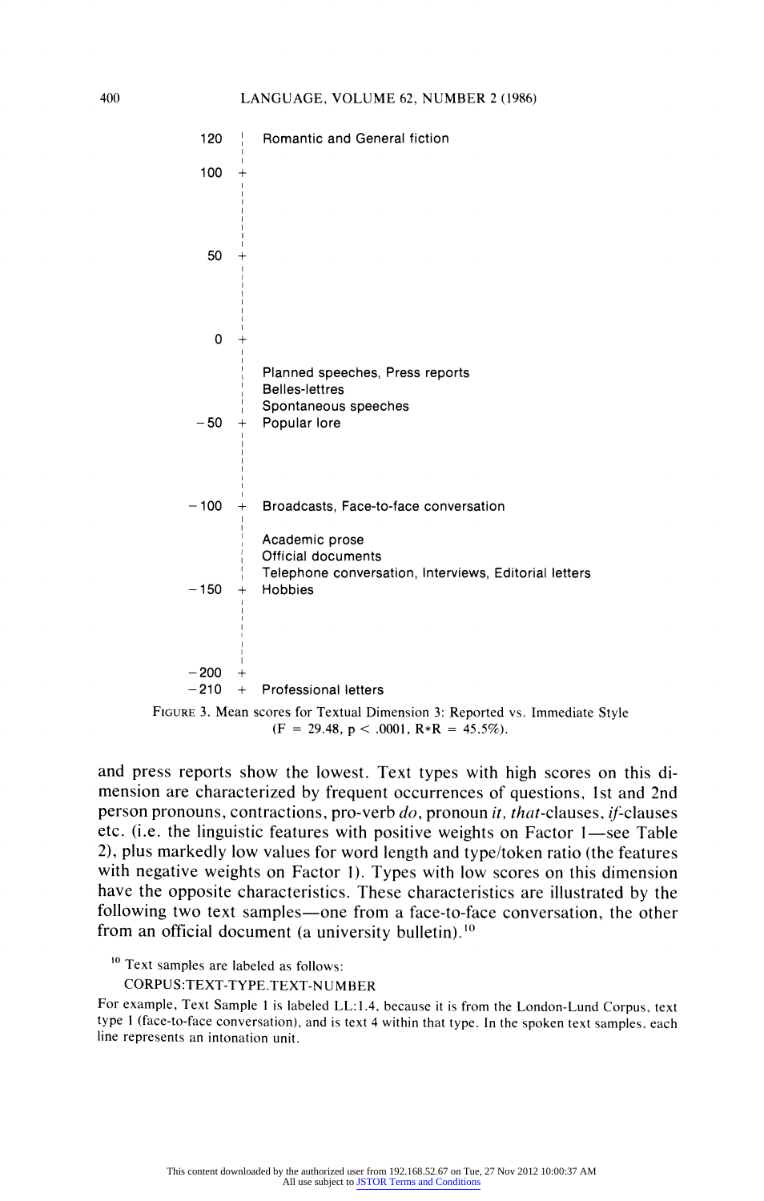| Score | Text types |
|---|---|
| 120 | Romantic and General fiction |
| 100 | |
| 50 | |
| 0 | |
| | Planned speeches, Press reports |
| | Belles-lettres |
| | Spontaneous speeches |
| −50 | Popular lore |
| −100 | Broadcasts, Face-to-face conversation |
| | Academic prose |
| | Official documents |
| | Telephone conversation, Interviews, Editorial letters |
| −150 | Hobbies |
| −200 | |
| −210 | Professional letters |

FIGURE 3. Mean scores for Textual Dimension 3: Reported vs. Immediate Style ($F = 29.48$, $p < .0001$, $R*R = 45.5\%$).

and press reports show the lowest. Text types with high scores on this dimension are characterized by frequent occurrences of questions, 1st and 2nd person pronouns, contractions, pro-verb *do*, pronoun *it*, *that*-clauses, *if*-clauses etc. (i.e. the linguistic features with positive weights on Factor 1—see Table 2), plus markedly low values for word length and type/token ratio (the features with negative weights on Factor 1). Types with low scores on this dimension have the opposite characteristics. These characteristics are illustrated by the following two text samples—one from a face-to-face conversation, the other from an official document (a university bulletin).[10]

[10] Text samples are labeled as follows:

CORPUS:TEXT-TYPE.TEXT-NUMBER

For example, Text Sample 1 is labeled LL:1.4, because it is from the London-Lund Corpus, text type 1 (face-to-face conversation), and is text 4 within that type. In the spoken text samples, each line represents an intonation unit.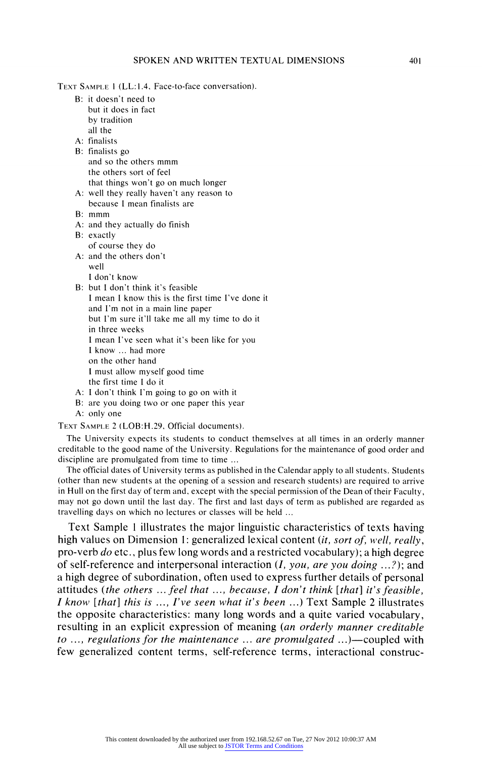TEXT SAMPLE 1 (LL:1.4, Face-to-face conversation).

B: it doesn't need to  
 but it does in fact  
 by tradition  
 all the  
A: finalists  
B: finalists go  
 and so the others mmm  
 the others sort of feel  
 that things won't go on much longer  
A: well they really haven't any reason to  
 because I mean finalists are  
B: mmm  
A: and they actually do finish  
B: exactly  
 of course they do  
A: and the others don't  
 well  
 I don't know  
B: but I don't think it's feasible  
 I mean I know this is the first time I've done it  
 and I'm not in a main line paper  
 but I'm sure it'll take me all my time to do it  
 in three weeks  
 I mean I've seen what it's been like for you  
 I know ... had more  
 on the other hand  
 I must allow myself good time  
 the first time I do it  
A: I don't think I'm going to go on with it  
B: are you doing two or one paper this year  
A: only one

TEXT SAMPLE 2 (LOB:H.29, Official documents).

The University expects its students to conduct themselves at all times in an orderly manner creditable to the good name of the University. Regulations for the maintenance of good order and discipline are promulgated from time to time ...

The official dates of University terms as published in the Calendar apply to all students. Students (other than new students at the opening of a session and research students) are required to arrive in Hull on the first day of term and, except with the special permission of the Dean of their Faculty, may not go down until the last day. The first and last days of term as published are regarded as travelling days on which no lectures or classes will be held ...

Text Sample 1 illustrates the major linguistic characteristics of texts having high values on Dimension 1: generalized lexical content (*it, sort of, well, really*, pro-verb *do* etc., plus few long words and a restricted vocabulary); a high degree of self-reference and interpersonal interaction (*I, you, are you doing ...?*); and a high degree of subordination, often used to express further details of personal attitudes (*the others ... feel that ..., because, I don't think [that] it's feasible, I know [that] this is ..., I've seen what it's been ...*) Text Sample 2 illustrates the opposite characteristics: many long words and a quite varied vocabulary, resulting in an explicit expression of meaning (*an orderly manner creditable to ..., regulations for the maintenance ... are promulgated ...*)—coupled with few generalized content terms, self-reference terms, interactional construc-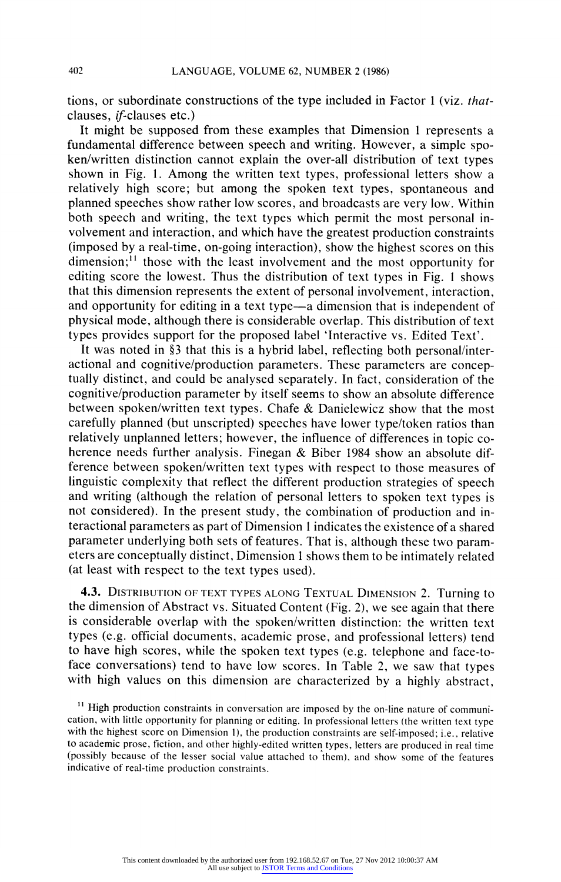tions, or subordinate constructions of the type included in Factor 1 (viz. *that*-clauses, *if*-clauses etc.)

It might be supposed from these examples that Dimension 1 represents a fundamental difference between speech and writing. However, a simple spoken/written distinction cannot explain the over-all distribution of text types shown in Fig. 1. Among the written text types, professional letters show a relatively high score; but among the spoken text types, spontaneous and planned speeches show rather low scores, and broadcasts are very low. Within both speech and writing, the text types which permit the most personal involvement and interaction, and which have the greatest production constraints (imposed by a real-time, on-going interaction), show the highest scores on this dimension;[11] those with the least involvement and the most opportunity for editing score the lowest. Thus the distribution of text types in Fig. 1 shows that this dimension represents the extent of personal involvement, interaction, and opportunity for editing in a text type—a dimension that is independent of physical mode, although there is considerable overlap. This distribution of text types provides support for the proposed label 'Interactive vs. Edited Text'.

It was noted in §3 that this is a hybrid label, reflecting both personal/interactional and cognitive/production parameters. These parameters are conceptually distinct, and could be analysed separately. In fact, consideration of the cognitive/production parameter by itself seems to show an absolute difference between spoken/written text types. Chafe & Danielewicz show that the most carefully planned (but unscripted) speeches have lower type/token ratios than relatively unplanned letters; however, the influence of differences in topic coherence needs further analysis. Finegan & Biber 1984 show an absolute difference between spoken/written text types with respect to those measures of linguistic complexity that reflect the different production strategies of speech and writing (although the relation of personal letters to spoken text types is not considered). In the present study, the combination of production and interactional parameters as part of Dimension 1 indicates the existence of a shared parameter underlying both sets of features. That is, although these two parameters are conceptually distinct, Dimension 1 shows them to be intimately related (at least with respect to the text types used).

### 4.3. Distribution of text types along Textual Dimension 2.

Turning to the dimension of Abstract vs. Situated Content (Fig. 2), we see again that there is considerable overlap with the spoken/written distinction: the written text types (e.g. official documents, academic prose, and professional letters) tend to have high scores, while the spoken text types (e.g. telephone and face-to-face conversations) tend to have low scores. In Table 2, we saw that types with high values on this dimension are characterized by a highly abstract,

---

[11] High production constraints in conversation are imposed by the on-line nature of communication, with little opportunity for planning or editing. In professional letters (the written text type with the highest score on Dimension 1), the production constraints are self-imposed; i.e., relative to academic prose, fiction, and other highly-edited written types, letters are produced in real time (possibly because of the lesser social value attached to them), and show some of the features indicative of real-time production constraints.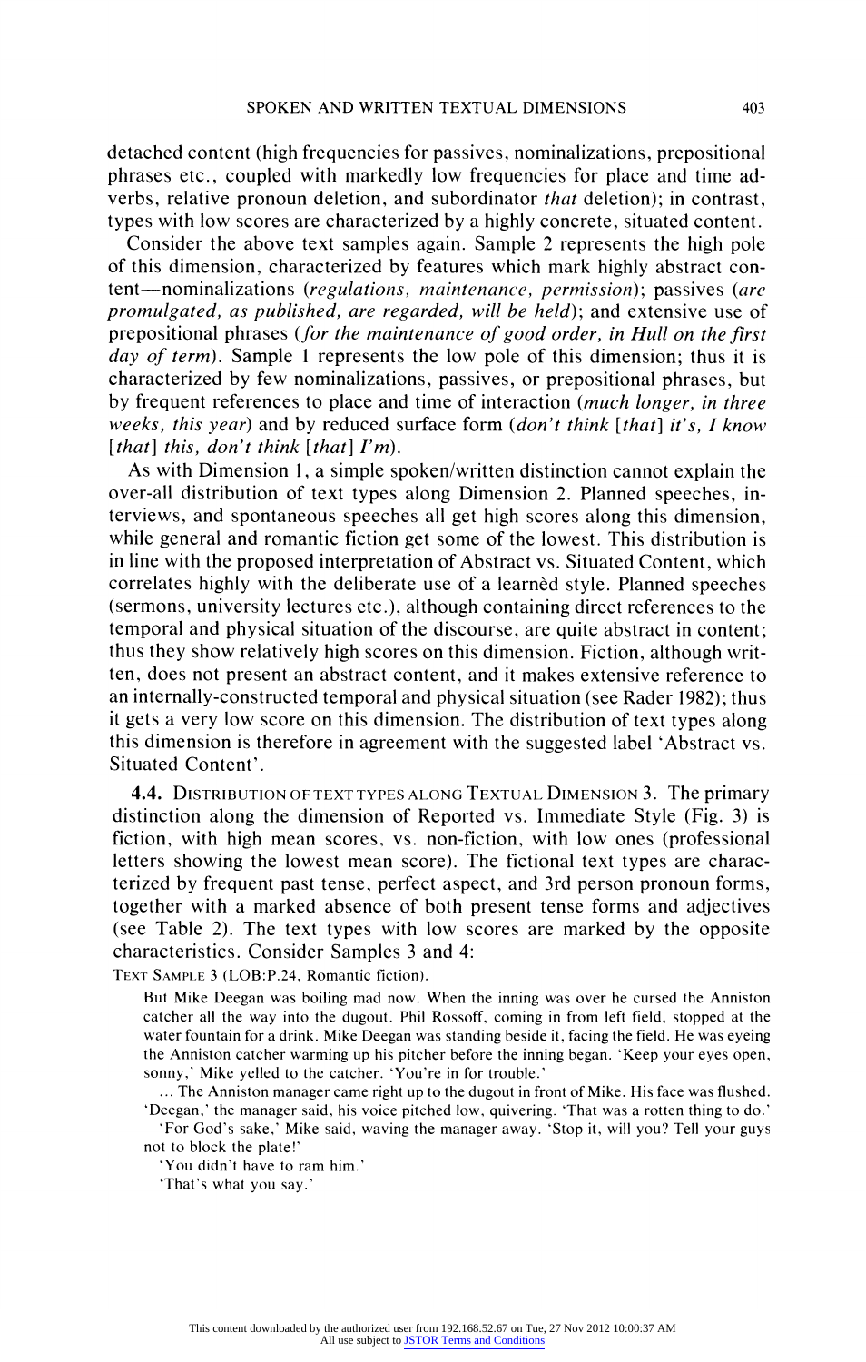detached content (high frequencies for passives, nominalizations, prepositional phrases etc., coupled with markedly low frequencies for place and time adverbs, relative pronoun deletion, and subordinator *that* deletion); in contrast, types with low scores are characterized by a highly concrete, situated content.

Consider the above text samples again. Sample 2 represents the high pole of this dimension, characterized by features which mark highly abstract content—nominalizations (*regulations, maintenance, permission*); passives (*are promulgated, as published, are regarded, will be held*); and extensive use of prepositional phrases (*for the maintenance of good order, in Hull on the first day of term*). Sample 1 represents the low pole of this dimension; thus it is characterized by few nominalizations, passives, or prepositional phrases, but by frequent references to place and time of interaction (*much longer, in three weeks, this year*) and by reduced surface form (*don't think [that] it's, I know [that] this, don't think [that] I'm*).

As with Dimension 1, a simple spoken/written distinction cannot explain the over-all distribution of text types along Dimension 2. Planned speeches, interviews, and spontaneous speeches all get high scores along this dimension, while general and romantic fiction get some of the lowest. This distribution is in line with the proposed interpretation of Abstract vs. Situated Content, which correlates highly with the deliberate use of a learnèd style. Planned speeches (sermons, university lectures etc.), although containing direct references to the temporal and physical situation of the discourse, are quite abstract in content; thus they show relatively high scores on this dimension. Fiction, although written, does not present an abstract content, and it makes extensive reference to an internally-constructed temporal and physical situation (see Rader 1982); thus it gets a very low score on this dimension. The distribution of text types along this dimension is therefore in agreement with the suggested label 'Abstract vs. Situated Content'.

**4.4.** Distribution of Text Types along Textual Dimension 3. The primary distinction along the dimension of Reported vs. Immediate Style (Fig. 3) is fiction, with high mean scores, vs. non-fiction, with low ones (professional letters showing the lowest mean score). The fictional text types are characterized by frequent past tense, perfect aspect, and 3rd person pronoun forms, together with a marked absence of both present tense forms and adjectives (see Table 2). The text types with low scores are marked by the opposite characteristics. Consider Samples 3 and 4:

Text Sample 3 (LOB:P.24, Romantic fiction).

> But Mike Deegan was boiling mad now. When the inning was over he cursed the Anniston catcher all the way into the dugout. Phil Rossoff, coming in from left field, stopped at the water fountain for a drink. Mike Deegan was standing beside it, facing the field. He was eyeing the Anniston catcher warming up his pitcher before the inning began. 'Keep your eyes open, sonny,' Mike yelled to the catcher. 'You're in for trouble.'
>
> ... The Anniston manager came right up to the dugout in front of Mike. His face was flushed. 'Deegan,' the manager said, his voice pitched low, quivering. 'That was a rotten thing to do.'
>
> 'For God's sake,' Mike said, waving the manager away. 'Stop it, will you? Tell your guys not to block the plate!'
>
> 'You didn't have to ram him.'
>
> 'That's what you say.'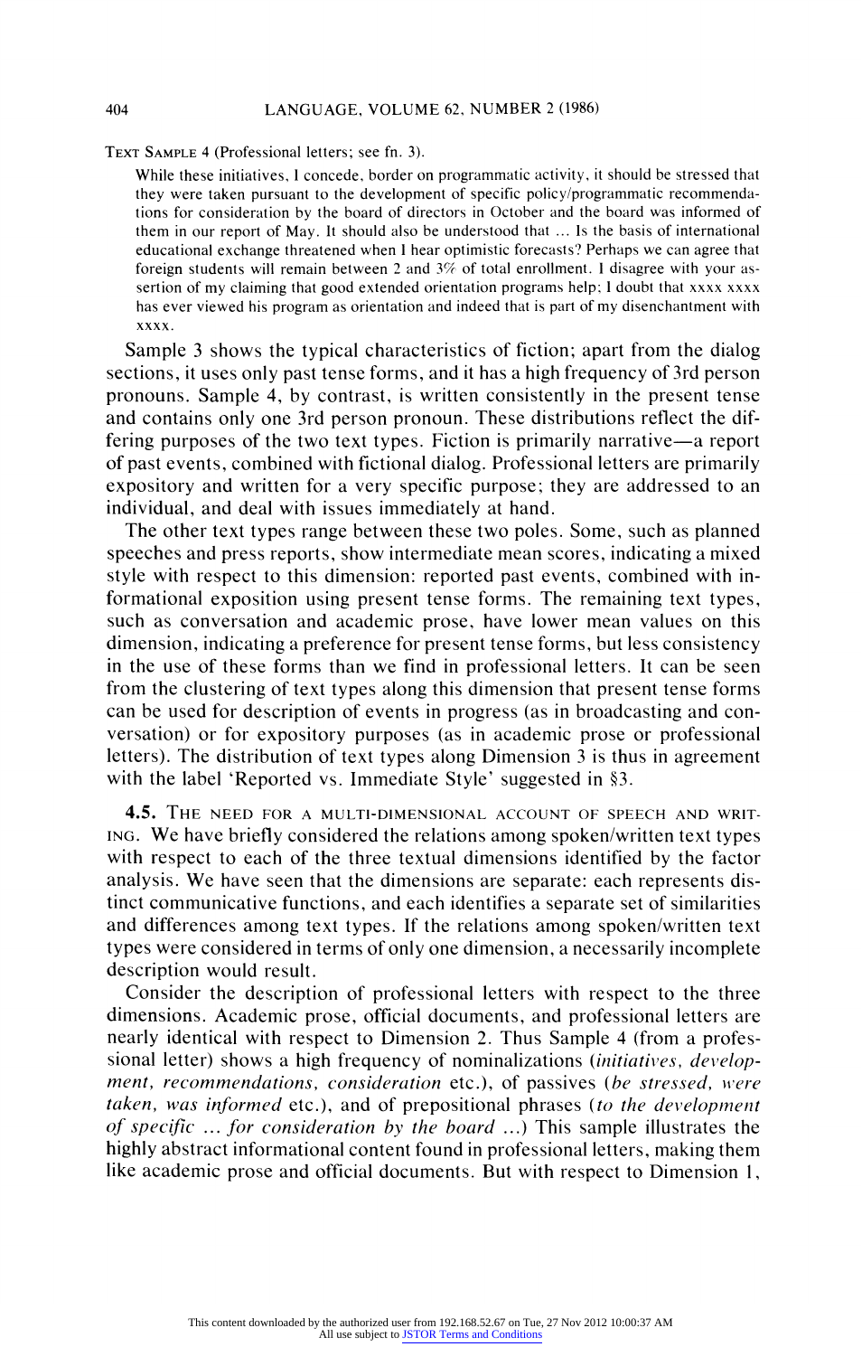TEXT SAMPLE 4 (Professional letters; see fn. 3).

> While these initiatives, I concede, border on programmatic activity, it should be stressed that they were taken pursuant to the development of specific policy/programmatic recommendations for consideration by the board of directors in October and the board was informed of them in our report of May. It should also be understood that ... Is the basis of international educational exchange threatened when I hear optimistic forecasts? Perhaps we can agree that foreign students will remain between 2 and 3% of total enrollment. I disagree with your assertion of my claiming that good extended orientation programs help; I doubt that xxxx xxxx has ever viewed his program as orientation and indeed that is part of my disenchantment with xxxx.

Sample 3 shows the typical characteristics of fiction; apart from the dialog sections, it uses only past tense forms, and it has a high frequency of 3rd person pronouns. Sample 4, by contrast, is written consistently in the present tense and contains only one 3rd person pronoun. These distributions reflect the differing purposes of the two text types. Fiction is primarily narrative—a report of past events, combined with fictional dialog. Professional letters are primarily expository and written for a very specific purpose; they are addressed to an individual, and deal with issues immediately at hand.

The other text types range between these two poles. Some, such as planned speeches and press reports, show intermediate mean scores, indicating a mixed style with respect to this dimension: reported past events, combined with informational exposition using present tense forms. The remaining text types, such as conversation and academic prose, have lower mean values on this dimension, indicating a preference for present tense forms, but less consistency in the use of these forms than we find in professional letters. It can be seen from the clustering of text types along this dimension that present tense forms can be used for description of events in progress (as in broadcasting and conversation) or for expository purposes (as in academic prose or professional letters). The distribution of text types along Dimension 3 is thus in agreement with the label 'Reported vs. Immediate Style' suggested in §3.

**4.5.** THE NEED FOR A MULTI-DIMENSIONAL ACCOUNT OF SPEECH AND WRITING. We have briefly considered the relations among spoken/written text types with respect to each of the three textual dimensions identified by the factor analysis. We have seen that the dimensions are separate: each represents distinct communicative functions, and each identifies a separate set of similarities and differences among text types. If the relations among spoken/written text types were considered in terms of only one dimension, a necessarily incomplete description would result.

Consider the description of professional letters with respect to the three dimensions. Academic prose, official documents, and professional letters are nearly identical with respect to Dimension 2. Thus Sample 4 (from a professional letter) shows a high frequency of nominalizations (*initiatives, development, recommendations, consideration* etc.), of passives (*be stressed, were taken, was informed* etc.), and of prepositional phrases (*to the development of specific ... for consideration by the board ...*) This sample illustrates the highly abstract informational content found in professional letters, making them like academic prose and official documents. But with respect to Dimension 1,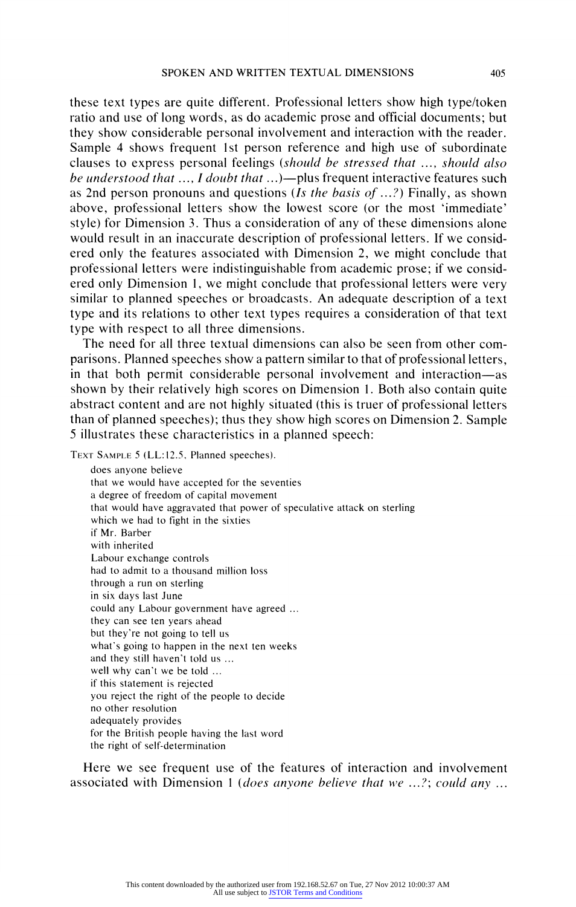these text types are quite different. Professional letters show high type/token ratio and use of long words, as do academic prose and official documents; but they show considerable personal involvement and interaction with the reader. Sample 4 shows frequent 1st person reference and high use of subordinate clauses to express personal feelings (*should be stressed that ..., should also be understood that ..., I doubt that ...*)—plus frequent interactive features such as 2nd person pronouns and questions (*Is the basis of ...?*) Finally, as shown above, professional letters show the lowest score (or the most 'immediate' style) for Dimension 3. Thus a consideration of any of these dimensions alone would result in an inaccurate description of professional letters. If we considered only the features associated with Dimension 2, we might conclude that professional letters were indistinguishable from academic prose; if we considered only Dimension 1, we might conclude that professional letters were very similar to planned speeches or broadcasts. An adequate description of a text type and its relations to other text types requires a consideration of that text type with respect to all three dimensions.

The need for all three textual dimensions can also be seen from other comparisons. Planned speeches show a pattern similar to that of professional letters, in that both permit considerable personal involvement and interaction—as shown by their relatively high scores on Dimension 1. Both also contain quite abstract content and are not highly situated (this is truer of professional letters than of planned speeches); thus they show high scores on Dimension 2. Sample 5 illustrates these characteristics in a planned speech:

TEXT SAMPLE 5 (LL:12.5, Planned speeches).

> does anyone believe
> that we would have accepted for the seventies
> a degree of freedom of capital movement
> that would have aggravated that power of speculative attack on sterling
> which we had to fight in the sixties
> if Mr. Barber
> with inherited
> Labour exchange controls
> had to admit to a thousand million loss
> through a run on sterling
> in six days last June
> could any Labour government have agreed ...
> they can see ten years ahead
> but they're not going to tell us
> what's going to happen in the next ten weeks
> and they still haven't told us ...
> well why can't we be told ...
> if this statement is rejected
> you reject the right of the people to decide
> no other resolution
> adequately provides
> for the British people having the last word
> the right of self-determination

Here we see frequent use of the features of interaction and involvement associated with Dimension 1 (*does anyone believe that we ...?; could any ...*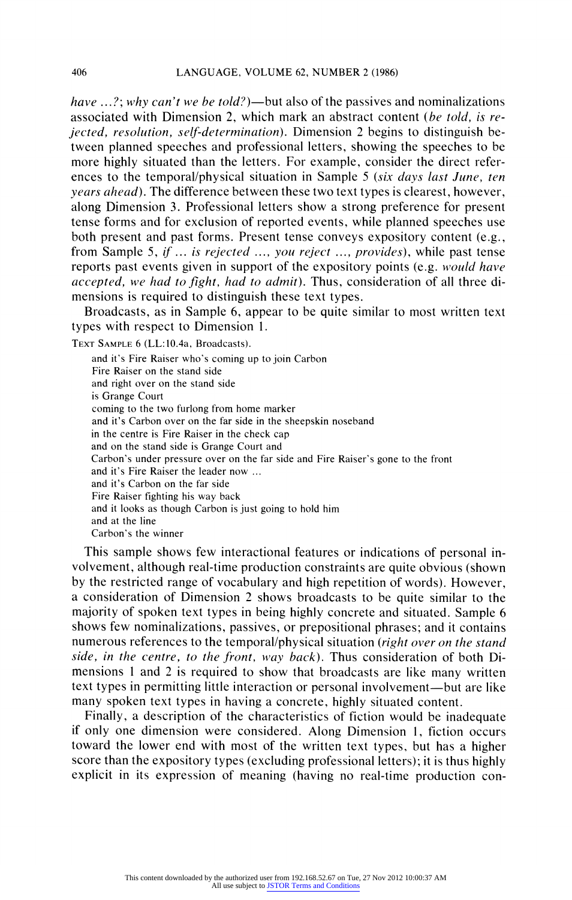*have ...?; why can't we be told?*)—but also of the passives and nominalizations associated with Dimension 2, which mark an abstract content (*be told, is rejected, resolution, self-determination*). Dimension 2 begins to distinguish between planned speeches and professional letters, showing the speeches to be more highly situated than the letters. For example, consider the direct references to the temporal/physical situation in Sample 5 (*six days last June, ten years ahead*). The difference between these two text types is clearest, however, along Dimension 3. Professional letters show a strong preference for present tense forms and for exclusion of reported events, while planned speeches use both present and past forms. Present tense conveys expository content (e.g., from Sample 5, *if ... is rejected ..., you reject ..., provides*), while past tense reports past events given in support of the expository points (e.g. *would have accepted, we had to fight, had to admit*). Thus, consideration of all three dimensions is required to distinguish these text types.

Broadcasts, as in Sample 6, appear to be quite similar to most written text types with respect to Dimension 1.

TEXT SAMPLE 6 (LL:10.4a, Broadcasts).

> and it's Fire Raiser who's coming up to join Carbon  
> Fire Raiser on the stand side  
> and right over on the stand side  
> is Grange Court  
> coming to the two furlong from home marker  
> and it's Carbon over on the far side in the sheepskin noseband  
> in the centre is Fire Raiser in the check cap  
> and on the stand side is Grange Court and  
> Carbon's under pressure over on the far side and Fire Raiser's gone to the front  
> and it's Fire Raiser the leader now ...  
> and it's Carbon on the far side  
> Fire Raiser fighting his way back  
> and it looks as though Carbon is just going to hold him  
> and at the line  
> Carbon's the winner

This sample shows few interactional features or indications of personal involvement, although real-time production constraints are quite obvious (shown by the restricted range of vocabulary and high repetition of words). However, a consideration of Dimension 2 shows broadcasts to be quite similar to the majority of spoken text types in being highly concrete and situated. Sample 6 shows few nominalizations, passives, or prepositional phrases; and it contains numerous references to the temporal/physical situation (*right over on the stand side, in the centre, to the front, way back*). Thus consideration of both Dimensions 1 and 2 is required to show that broadcasts are like many written text types in permitting little interaction or personal involvement—but are like many spoken text types in having a concrete, highly situated content.

Finally, a description of the characteristics of fiction would be inadequate if only one dimension were considered. Along Dimension 1, fiction occurs toward the lower end with most of the written text types, but has a higher score than the expository types (excluding professional letters); it is thus highly explicit in its expression of meaning (having no real-time production con-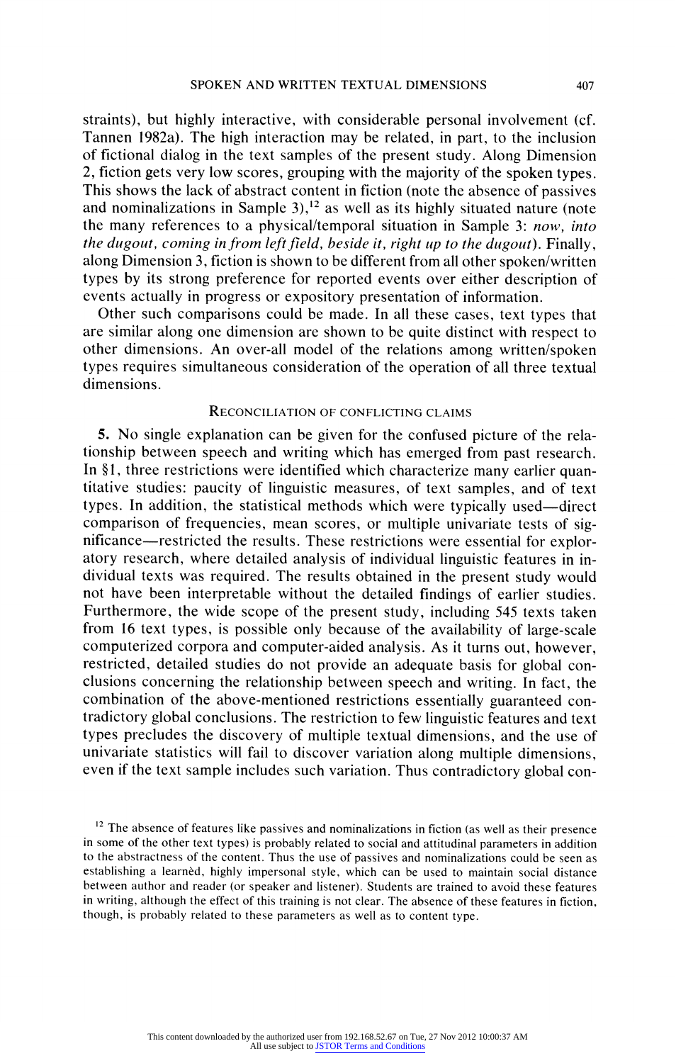straints), but highly interactive, with considerable personal involvement (cf. Tannen 1982a). The high interaction may be related, in part, to the inclusion of fictional dialog in the text samples of the present study. Along Dimension 2, fiction gets very low scores, grouping with the majority of the spoken types. This shows the lack of abstract content in fiction (note the absence of passives and nominalizations in Sample 3),[12] as well as its highly situated nature (note the many references to a physical/temporal situation in Sample 3: *now, into the dugout, coming in from left field, beside it, right up to the dugout*). Finally, along Dimension 3, fiction is shown to be different from all other spoken/written types by its strong preference for reported events over either description of events actually in progress or expository presentation of information.

Other such comparisons could be made. In all these cases, text types that are similar along one dimension are shown to be quite distinct with respect to other dimensions. An over-all model of the relations among written/spoken types requires simultaneous consideration of the operation of all three textual dimensions.

## Reconciliation of Conflicting Claims

**5.** No single explanation can be given for the confused picture of the relationship between speech and writing which has emerged from past research. In §1, three restrictions were identified which characterize many earlier quantitative studies: paucity of linguistic measures, of text samples, and of text types. In addition, the statistical methods which were typically used—direct comparison of frequencies, mean scores, or multiple univariate tests of significance—restricted the results. These restrictions were essential for exploratory research, where detailed analysis of individual linguistic features in individual texts was required. The results obtained in the present study would not have been interpretable without the detailed findings of earlier studies. Furthermore, the wide scope of the present study, including 545 texts taken from 16 text types, is possible only because of the availability of large-scale computerized corpora and computer-aided analysis. As it turns out, however, restricted, detailed studies do not provide an adequate basis for global conclusions concerning the relationship between speech and writing. In fact, the combination of the above-mentioned restrictions essentially guaranteed contradictory global conclusions. The restriction to few linguistic features and text types precludes the discovery of multiple textual dimensions, and the use of univariate statistics will fail to discover variation along multiple dimensions, even if the text sample includes such variation. Thus contradictory global con-

[12] The absence of features like passives and nominalizations in fiction (as well as their presence in some of the other text types) is probably related to social and attitudinal parameters in addition to the abstractness of the content. Thus the use of passives and nominalizations could be seen as establishing a learnèd, highly impersonal style, which can be used to maintain social distance between author and reader (or speaker and listener). Students are trained to avoid these features in writing, although the effect of this training is not clear. The absence of these features in fiction, though, is probably related to these parameters as well as to content type.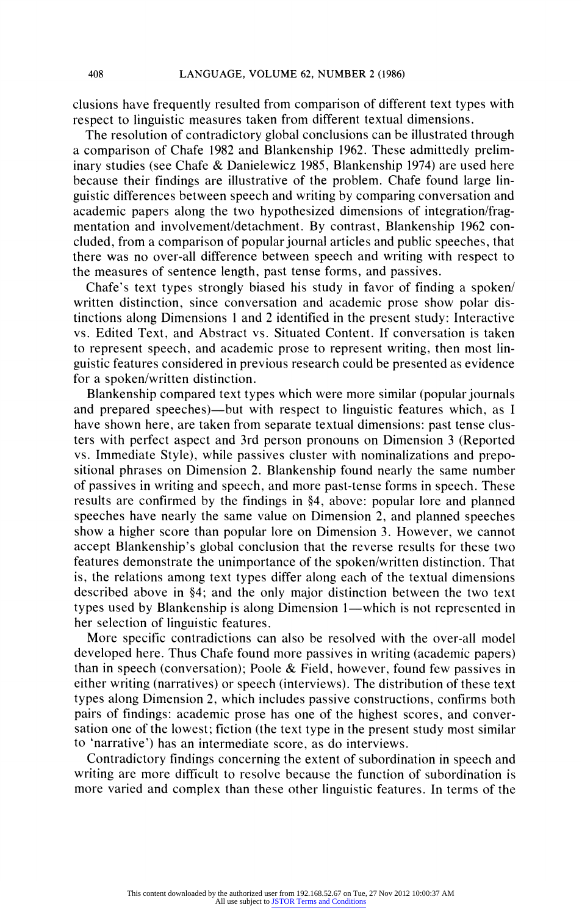clusions have frequently resulted from comparison of different text types with respect to linguistic measures taken from different textual dimensions.

The resolution of contradictory global conclusions can be illustrated through a comparison of Chafe 1982 and Blankenship 1962. These admittedly preliminary studies (see Chafe & Danielewicz 1985, Blankenship 1974) are used here because their findings are illustrative of the problem. Chafe found large linguistic differences between speech and writing by comparing conversation and academic papers along the two hypothesized dimensions of integration/fragmentation and involvement/detachment. By contrast, Blankenship 1962 concluded, from a comparison of popular journal articles and public speeches, that there was no over-all difference between speech and writing with respect to the measures of sentence length, past tense forms, and passives.

Chafe's text types strongly biased his study in favor of finding a spoken/written distinction, since conversation and academic prose show polar distinctions along Dimensions 1 and 2 identified in the present study: Interactive vs. Edited Text, and Abstract vs. Situated Content. If conversation is taken to represent speech, and academic prose to represent writing, then most linguistic features considered in previous research could be presented as evidence for a spoken/written distinction.

Blankenship compared text types which were more similar (popular journals and prepared speeches)—but with respect to linguistic features which, as I have shown here, are taken from separate textual dimensions: past tense clusters with perfect aspect and 3rd person pronouns on Dimension 3 (Reported vs. Immediate Style), while passives cluster with nominalizations and prepositional phrases on Dimension 2. Blankenship found nearly the same number of passives in writing and speech, and more past-tense forms in speech. These results are confirmed by the findings in §4, above: popular lore and planned speeches have nearly the same value on Dimension 2, and planned speeches show a higher score than popular lore on Dimension 3. However, we cannot accept Blankenship's global conclusion that the reverse results for these two features demonstrate the unimportance of the spoken/written distinction. That is, the relations among text types differ along each of the textual dimensions described above in §4; and the only major distinction between the two text types used by Blankenship is along Dimension 1—which is not represented in her selection of linguistic features.

More specific contradictions can also be resolved with the over-all model developed here. Thus Chafe found more passives in writing (academic papers) than in speech (conversation); Poole & Field, however, found few passives in either writing (narratives) or speech (interviews). The distribution of these text types along Dimension 2, which includes passive constructions, confirms both pairs of findings: academic prose has one of the highest scores, and conversation one of the lowest; fiction (the text type in the present study most similar to 'narrative') has an intermediate score, as do interviews.

Contradictory findings concerning the extent of subordination in speech and writing are more difficult to resolve because the function of subordination is more varied and complex than these other linguistic features. In terms of the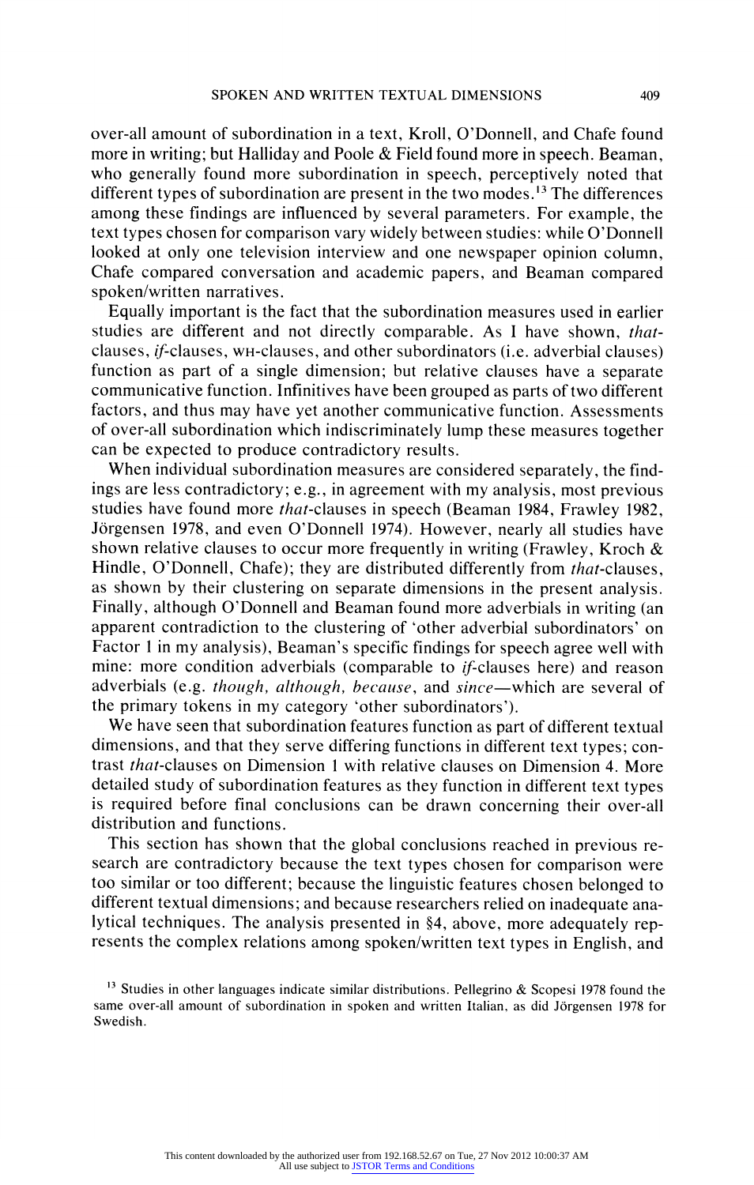over-all amount of subordination in a text, Kroll, O'Donnell, and Chafe found more in writing; but Halliday and Poole & Field found more in speech. Beaman, who generally found more subordination in speech, perceptively noted that different types of subordination are present in the two modes.[13] The differences among these findings are influenced by several parameters. For example, the text types chosen for comparison vary widely between studies: while O'Donnell looked at only one television interview and one newspaper opinion column, Chafe compared conversation and academic papers, and Beaman compared spoken/written narratives.

Equally important is the fact that the subordination measures used in earlier studies are different and not directly comparable. As I have shown, *that*-clauses, *if*-clauses, WH-clauses, and other subordinators (i.e. adverbial clauses) function as part of a single dimension; but relative clauses have a separate communicative function. Infinitives have been grouped as parts of two different factors, and thus may have yet another communicative function. Assessments of over-all subordination which indiscriminately lump these measures together can be expected to produce contradictory results.

When individual subordination measures are considered separately, the findings are less contradictory; e.g., in agreement with my analysis, most previous studies have found more *that*-clauses in speech (Beaman 1984, Frawley 1982, Jörgensen 1978, and even O'Donnell 1974). However, nearly all studies have shown relative clauses to occur more frequently in writing (Frawley, Kroch & Hindle, O'Donnell, Chafe); they are distributed differently from *that*-clauses, as shown by their clustering on separate dimensions in the present analysis. Finally, although O'Donnell and Beaman found more adverbials in writing (an apparent contradiction to the clustering of 'other adverbial subordinators' on Factor 1 in my analysis), Beaman's specific findings for speech agree well with mine: more condition adverbials (comparable to *if*-clauses here) and reason adverbials (e.g. *though, although, because*, and *since*—which are several of the primary tokens in my category 'other subordinators').

We have seen that subordination features function as part of different textual dimensions, and that they serve differing functions in different text types; contrast *that*-clauses on Dimension 1 with relative clauses on Dimension 4. More detailed study of subordination features as they function in different text types is required before final conclusions can be drawn concerning their over-all distribution and functions.

This section has shown that the global conclusions reached in previous research are contradictory because the text types chosen for comparison were too similar or too different; because the linguistic features chosen belonged to different textual dimensions; and because researchers relied on inadequate analytical techniques. The analysis presented in §4, above, more adequately represents the complex relations among spoken/written text types in English, and

[13] Studies in other languages indicate similar distributions. Pellegrino & Scopesi 1978 found the same over-all amount of subordination in spoken and written Italian, as did Jörgensen 1978 for Swedish.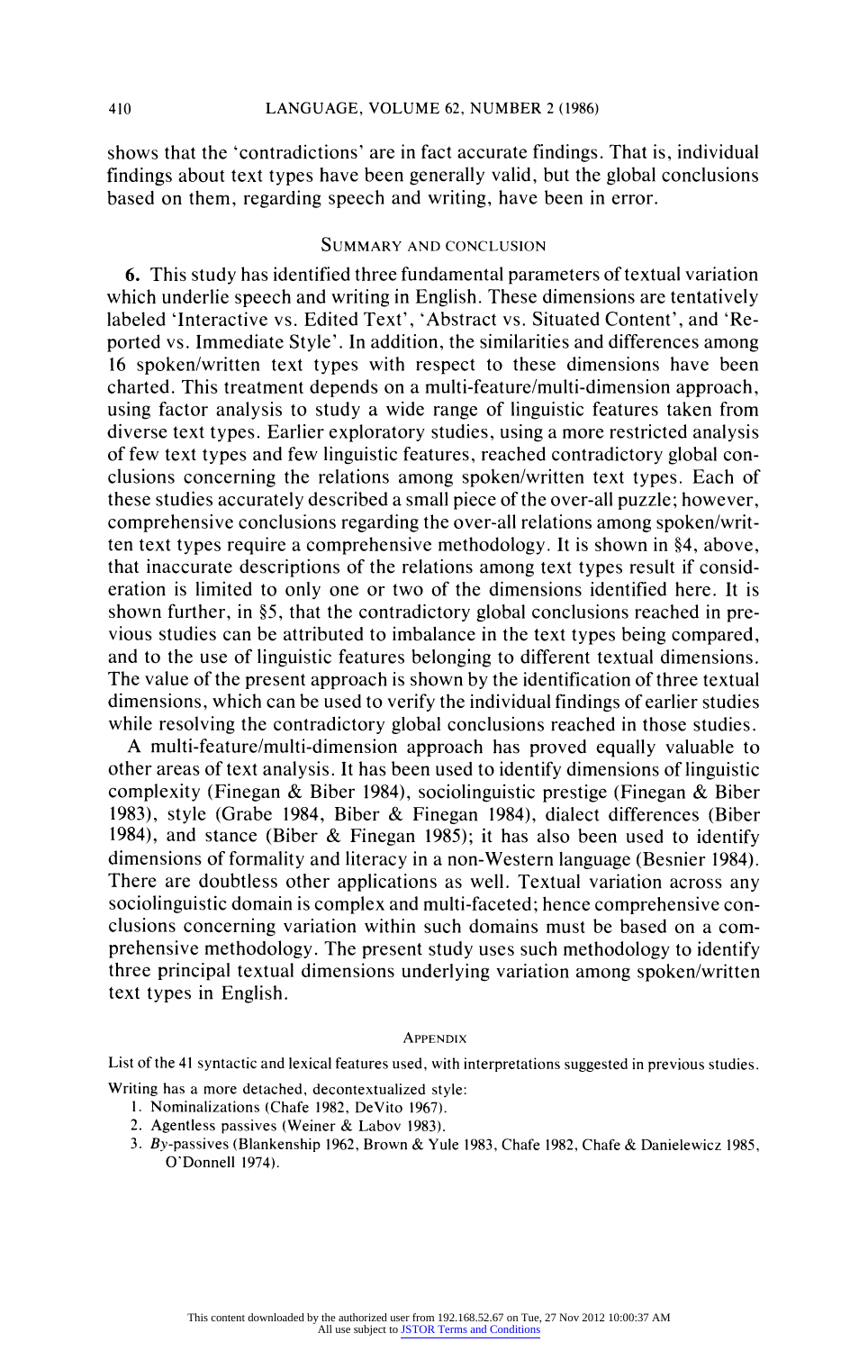shows that the 'contradictions' are in fact accurate findings. That is, individual findings about text types have been generally valid, but the global conclusions based on them, regarding speech and writing, have been in error.

## Summary and Conclusion

**6.** This study has identified three fundamental parameters of textual variation which underlie speech and writing in English. These dimensions are tentatively labeled 'Interactive vs. Edited Text', 'Abstract vs. Situated Content', and 'Reported vs. Immediate Style'. In addition, the similarities and differences among 16 spoken/written text types with respect to these dimensions have been charted. This treatment depends on a multi-feature/multi-dimension approach, using factor analysis to study a wide range of linguistic features taken from diverse text types. Earlier exploratory studies, using a more restricted analysis of few text types and few linguistic features, reached contradictory global conclusions concerning the relations among spoken/written text types. Each of these studies accurately described a small piece of the over-all puzzle; however, comprehensive conclusions regarding the over-all relations among spoken/written text types require a comprehensive methodology. It is shown in §4, above, that inaccurate descriptions of the relations among text types result if consideration is limited to only one or two of the dimensions identified here. It is shown further, in §5, that the contradictory global conclusions reached in previous studies can be attributed to imbalance in the text types being compared, and to the use of linguistic features belonging to different textual dimensions. The value of the present approach is shown by the identification of three textual dimensions, which can be used to verify the individual findings of earlier studies while resolving the contradictory global conclusions reached in those studies.

A multi-feature/multi-dimension approach has proved equally valuable to other areas of text analysis. It has been used to identify dimensions of linguistic complexity (Finegan & Biber 1984), sociolinguistic prestige (Finegan & Biber 1983), style (Grabe 1984, Biber & Finegan 1984), dialect differences (Biber 1984), and stance (Biber & Finegan 1985); it has also been used to identify dimensions of formality and literacy in a non-Western language (Besnier 1984). There are doubtless other applications as well. Textual variation across any sociolinguistic domain is complex and multi-faceted; hence comprehensive conclusions concerning variation within such domains must be based on a comprehensive methodology. The present study uses such methodology to identify three principal textual dimensions underlying variation among spoken/written text types in English.

## Appendix

List of the 41 syntactic and lexical features used, with interpretations suggested in previous studies.

Writing has a more detached, decontextualized style:

1. Nominalizations (Chafe 1982, DeVito 1967).
2. Agentless passives (Weiner & Labov 1983).
3. *By*-passives (Blankenship 1962, Brown & Yule 1983, Chafe 1982, Chafe & Danielewicz 1985, O'Donnell 1974).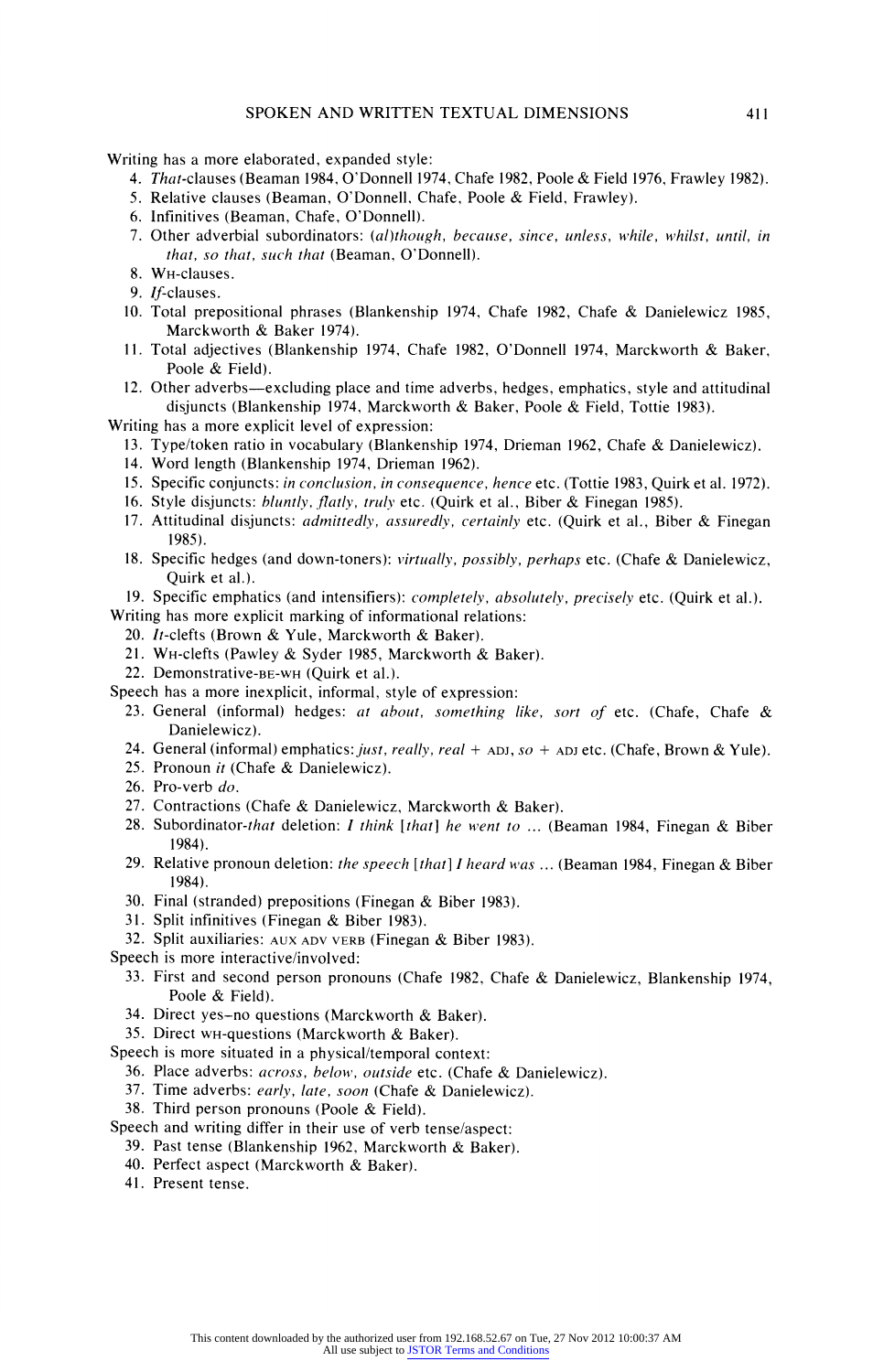Writing has a more elaborated, expanded style:

4. *That*-clauses (Beaman 1984, O'Donnell 1974, Chafe 1982, Poole & Field 1976, Frawley 1982).
5. Relative clauses (Beaman, O'Donnell, Chafe, Poole & Field, Frawley).
6. Infinitives (Beaman, Chafe, O'Donnell).
7. Other adverbial subordinators: *(al)though, because, since, unless, while, whilst, until, in that, so that, such that* (Beaman, O'Donnell).
8. WH-clauses.
9. *If*-clauses.
10. Total prepositional phrases (Blankenship 1974, Chafe 1982, Chafe & Danielewicz 1985, Marckworth & Baker 1974).
11. Total adjectives (Blankenship 1974, Chafe 1982, O'Donnell 1974, Marckworth & Baker, Poole & Field).
12. Other adverbs—excluding place and time adverbs, hedges, emphatics, style and attitudinal disjuncts (Blankenship 1974, Marckworth & Baker, Poole & Field, Tottie 1983).

Writing has a more explicit level of expression:

13. Type/token ratio in vocabulary (Blankenship 1974, Drieman 1962, Chafe & Danielewicz).
14. Word length (Blankenship 1974, Drieman 1962).
15. Specific conjuncts: *in conclusion, in consequence, hence* etc. (Tottie 1983, Quirk et al. 1972).
16. Style disjuncts: *bluntly, flatly, truly* etc. (Quirk et al., Biber & Finegan 1985).
17. Attitudinal disjuncts: *admittedly, assuredly, certainly* etc. (Quirk et al., Biber & Finegan 1985).
18. Specific hedges (and down-toners): *virtually, possibly, perhaps* etc. (Chafe & Danielewicz, Quirk et al.).
19. Specific emphatics (and intensifiers): *completely, absolutely, precisely* etc. (Quirk et al.).

Writing has more explicit marking of informational relations:

20. *It*-clefts (Brown & Yule, Marckworth & Baker).
21. WH-clefts (Pawley & Syder 1985, Marckworth & Baker).
22. Demonstrative-BE-WH (Quirk et al.).

Speech has a more inexplicit, informal, style of expression:

23. General (informal) hedges: *at about, something like, sort of* etc. (Chafe, Chafe & Danielewicz).
24. General (informal) emphatics: *just, really, real* + ADJ, *so* + ADJ etc. (Chafe, Brown & Yule).
25. Pronoun *it* (Chafe & Danielewicz).
26. Pro-verb *do*.
27. Contractions (Chafe & Danielewicz, Marckworth & Baker).
28. Subordinator-*that* deletion: *I think* [*that*] *he went to* ... (Beaman 1984, Finegan & Biber 1984).
29. Relative pronoun deletion: *the speech* [*that*] *I heard was* ... (Beaman 1984, Finegan & Biber 1984).
30. Final (stranded) prepositions (Finegan & Biber 1983).
31. Split infinitives (Finegan & Biber 1983).
32. Split auxiliaries: AUX ADV VERB (Finegan & Biber 1983).

Speech is more interactive/involved:

33. First and second person pronouns (Chafe 1982, Chafe & Danielewicz, Blankenship 1974, Poole & Field).
34. Direct yes–no questions (Marckworth & Baker).
35. Direct WH-questions (Marckworth & Baker).

Speech is more situated in a physical/temporal context:

36. Place adverbs: *across, below, outside* etc. (Chafe & Danielewicz).
37. Time adverbs: *early, late, soon* (Chafe & Danielewicz).
38. Third person pronouns (Poole & Field).

Speech and writing differ in their use of verb tense/aspect:

39. Past tense (Blankenship 1962, Marckworth & Baker).
40. Perfect aspect (Marckworth & Baker).
41. Present tense.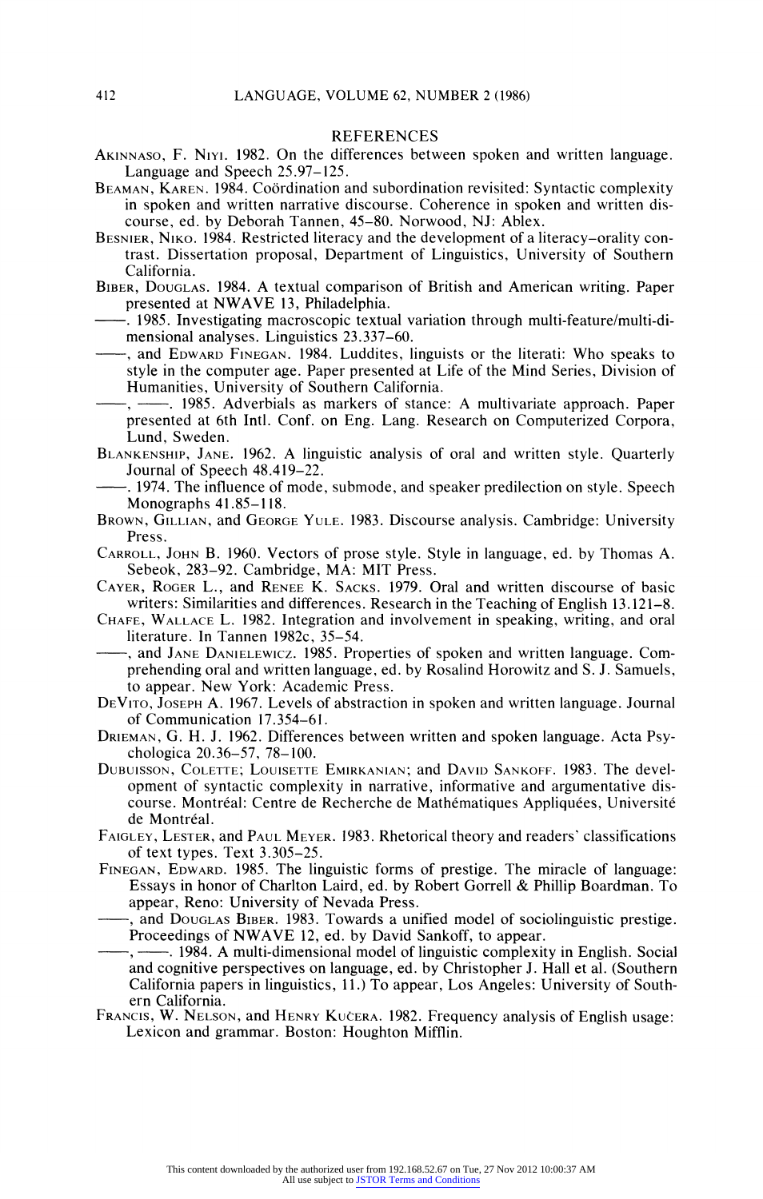## REFERENCES

AKINNASO, F. NIYI. 1982. On the differences between spoken and written language. Language and Speech 25.97–125.

BEAMAN, KAREN. 1984. Coördination and subordination revisited: Syntactic complexity in spoken and written narrative discourse. Coherence in spoken and written discourse, ed. by Deborah Tannen, 45–80. Norwood, NJ: Ablex.

BESNIER, NIKO. 1984. Restricted literacy and the development of a literacy–orality contrast. Dissertation proposal, Department of Linguistics, University of Southern California.

BIBER, DOUGLAS. 1984. A textual comparison of British and American writing. Paper presented at NWAVE 13, Philadelphia.

——. 1985. Investigating macroscopic textual variation through multi-feature/multi-dimensional analyses. Linguistics 23.337–60.

——, and EDWARD FINEGAN. 1984. Luddites, linguists or the literati: Who speaks to style in the computer age. Paper presented at Life of the Mind Series, Division of Humanities, University of Southern California.

——, ——. 1985. Adverbials as markers of stance: A multivariate approach. Paper presented at 6th Intl. Conf. on Eng. Lang. Research on Computerized Corpora, Lund, Sweden.

BLANKENSHIP, JANE. 1962. A linguistic analysis of oral and written style. Quarterly Journal of Speech 48.419–22.

——. 1974. The influence of mode, submode, and speaker predilection on style. Speech Monographs 41.85–118.

BROWN, GILLIAN, and GEORGE YULE. 1983. Discourse analysis. Cambridge: University Press.

CARROLL, JOHN B. 1960. Vectors of prose style. Style in language, ed. by Thomas A. Sebeok, 283–92. Cambridge, MA: MIT Press.

CAYER, ROGER L., and RENEE K. SACKS. 1979. Oral and written discourse of basic writers: Similarities and differences. Research in the Teaching of English 13.121–8.

CHAFE, WALLACE L. 1982. Integration and involvement in speaking, writing, and oral literature. In Tannen 1982c, 35–54.

——, and JANE DANIELEWICZ. 1985. Properties of spoken and written language. Comprehending oral and written language, ed. by Rosalind Horowitz and S. J. Samuels, to appear. New York: Academic Press.

DEVITO, JOSEPH A. 1967. Levels of abstraction in spoken and written language. Journal of Communication 17.354–61.

DRIEMAN, G. H. J. 1962. Differences between written and spoken language. Acta Psychologica 20.36–57, 78–100.

DUBUISSON, COLETTE; LOUISETTE EMIRKANIAN; and DAVID SANKOFF. 1983. The development of syntactic complexity in narrative, informative and argumentative discourse. Montréal: Centre de Recherche de Mathématiques Appliquées, Université de Montréal.

FAIGLEY, LESTER, and PAUL MEYER. 1983. Rhetorical theory and readers' classifications of text types. Text 3.305–25.

FINEGAN, EDWARD. 1985. The linguistic forms of prestige. The miracle of language: Essays in honor of Charlton Laird, ed. by Robert Gorrell & Phillip Boardman. To appear, Reno: University of Nevada Press.

——, and DOUGLAS BIBER. 1983. Towards a unified model of sociolinguistic prestige. Proceedings of NWAVE 12, ed. by David Sankoff, to appear.

——, ——. 1984. A multi-dimensional model of linguistic complexity in English. Social and cognitive perspectives on language, ed. by Christopher J. Hall et al. (Southern California papers in linguistics, 11.) To appear, Los Angeles: University of Southern California.

FRANCIS, W. NELSON, and HENRY KUČERA. 1982. Frequency analysis of English usage: Lexicon and grammar. Boston: Houghton Mifflin.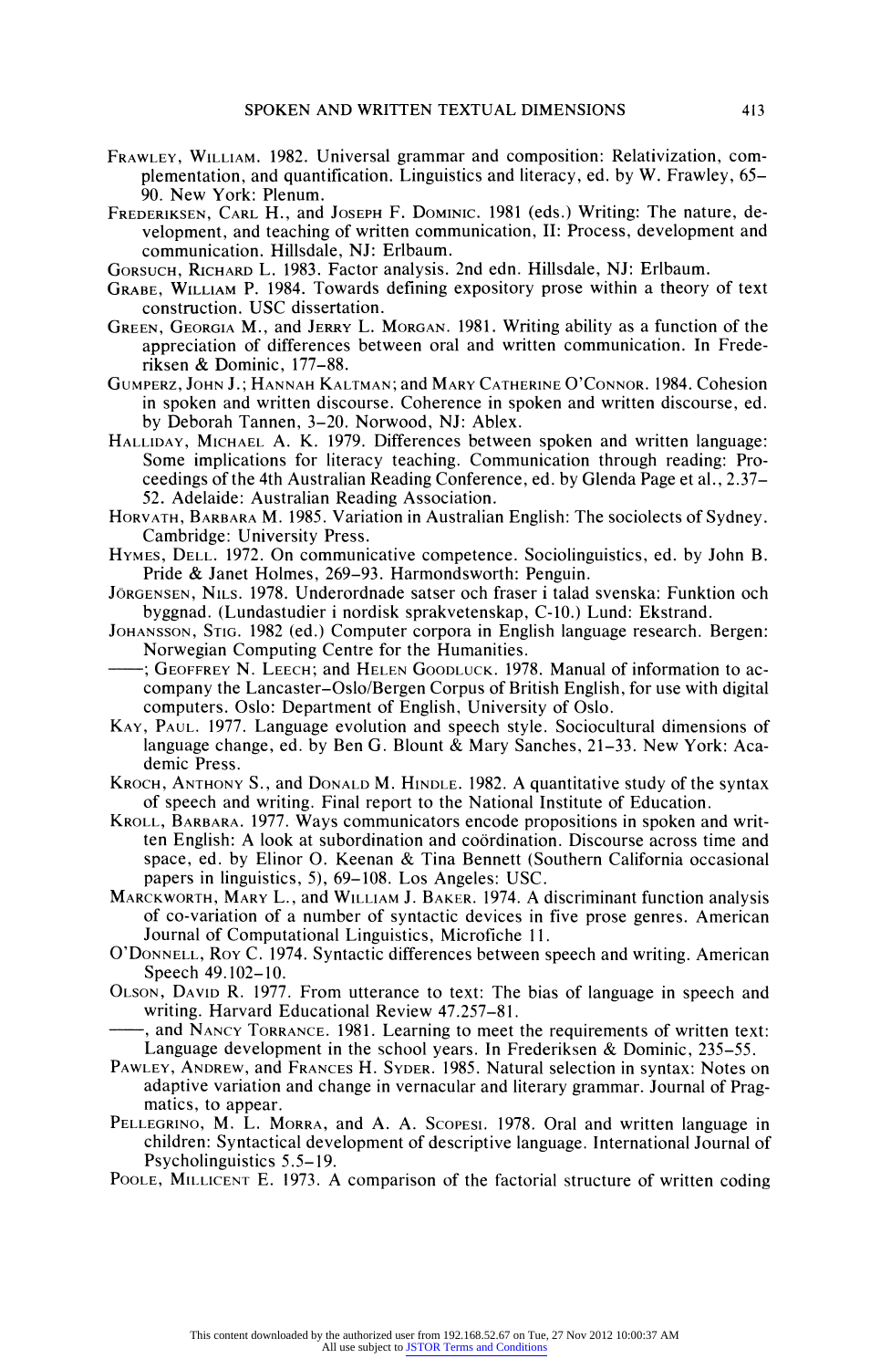FRAWLEY, WILLIAM. 1982. Universal grammar and composition: Relativization, complementation, and quantification. Linguistics and literacy, ed. by W. Frawley, 65–90. New York: Plenum.

FREDERIKSEN, CARL H., and JOSEPH F. DOMINIC. 1981 (eds.) Writing: The nature, development, and teaching of written communication, II: Process, development and communication. Hillsdale, NJ: Erlbaum.

GORSUCH, RICHARD L. 1983. Factor analysis. 2nd edn. Hillsdale, NJ: Erlbaum.

GRABE, WILLIAM P. 1984. Towards defining expository prose within a theory of text construction. USC dissertation.

GREEN, GEORGIA M., and JERRY L. MORGAN. 1981. Writing ability as a function of the appreciation of differences between oral and written communication. In Frederiksen & Dominic, 177–88.

GUMPERZ, JOHN J.; HANNAH KALTMAN; and MARY CATHERINE O'CONNOR. 1984. Cohesion in spoken and written discourse. Coherence in spoken and written discourse, ed. by Deborah Tannen, 3–20. Norwood, NJ: Ablex.

HALLIDAY, MICHAEL A. K. 1979. Differences between spoken and written language: Some implications for literacy teaching. Communication through reading: Proceedings of the 4th Australian Reading Conference, ed. by Glenda Page et al., 2.37–52. Adelaide: Australian Reading Association.

HORVATH, BARBARA M. 1985. Variation in Australian English: The sociolects of Sydney. Cambridge: University Press.

HYMES, DELL. 1972. On communicative competence. Sociolinguistics, ed. by John B. Pride & Janet Holmes, 269–93. Harmondsworth: Penguin.

JÖRGENSEN, NILS. 1978. Underordnade satser och fraser i talad svenska: Funktion och byggnad. (Lundastudier i nordisk sprakvetenskap, C-10.) Lund: Ekstrand.

JOHANSSON, STIG. 1982 (ed.) Computer corpora in English language research. Bergen: Norwegian Computing Centre for the Humanities.

——; GEOFFREY N. LEECH; and HELEN GOODLUCK. 1978. Manual of information to accompany the Lancaster–Oslo/Bergen Corpus of British English, for use with digital computers. Oslo: Department of English, University of Oslo.

KAY, PAUL. 1977. Language evolution and speech style. Sociocultural dimensions of language change, ed. by Ben G. Blount & Mary Sanches, 21–33. New York: Academic Press.

KROCH, ANTHONY S., and DONALD M. HINDLE. 1982. A quantitative study of the syntax of speech and writing. Final report to the National Institute of Education.

KROLL, BARBARA. 1977. Ways communicators encode propositions in spoken and written English: A look at subordination and coördination. Discourse across time and space, ed. by Elinor O. Keenan & Tina Bennett (Southern California occasional papers in linguistics, 5), 69–108. Los Angeles: USC.

MARCKWORTH, MARY L., and WILLIAM J. BAKER. 1974. A discriminant function analysis of co-variation of a number of syntactic devices in five prose genres. American Journal of Computational Linguistics, Microfiche 11.

O'DONNELL, ROY C. 1974. Syntactic differences between speech and writing. American Speech 49.102–10.

OLSON, DAVID R. 1977. From utterance to text: The bias of language in speech and writing. Harvard Educational Review 47.257–81.

——, and NANCY TORRANCE. 1981. Learning to meet the requirements of written text: Language development in the school years. In Frederiksen & Dominic, 235–55.

PAWLEY, ANDREW, and FRANCES H. SYDER. 1985. Natural selection in syntax: Notes on adaptive variation and change in vernacular and literary grammar. Journal of Pragmatics, to appear.

PELLEGRINO, M. L. MORRA, and A. A. SCOPESI. 1978. Oral and written language in children: Syntactical development of descriptive language. International Journal of Psycholinguistics 5.5–19.

POOLE, MILLICENT E. 1973. A comparison of the factorial structure of written coding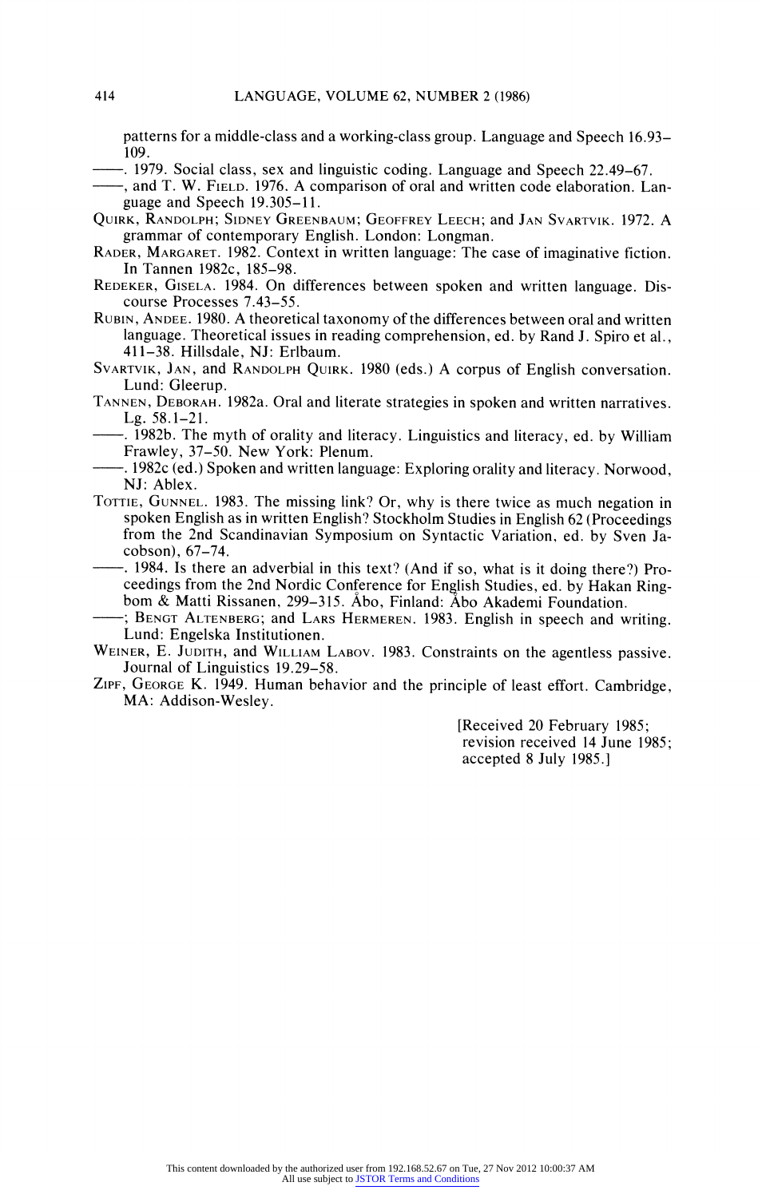patterns for a middle-class and a working-class group. Language and Speech 16.93–109.

——. 1979. Social class, sex and linguistic coding. Language and Speech 22.49–67.

——, and T. W. Field. 1976. A comparison of oral and written code elaboration. Language and Speech 19.305–11.

Quirk, Randolph; Sidney Greenbaum; Geoffrey Leech; and Jan Svartvik. 1972. A grammar of contemporary English. London: Longman.

Rader, Margaret. 1982. Context in written language: The case of imaginative fiction. In Tannen 1982c, 185–98.

Redeker, Gisela. 1984. On differences between spoken and written language. Discourse Processes 7.43–55.

Rubin, Andee. 1980. A theoretical taxonomy of the differences between oral and written language. Theoretical issues in reading comprehension, ed. by Rand J. Spiro et al., 411–38. Hillsdale, NJ: Erlbaum.

Svartvik, Jan, and Randolph Quirk. 1980 (eds.) A corpus of English conversation. Lund: Gleerup.

Tannen, Deborah. 1982a. Oral and literate strategies in spoken and written narratives. Lg. 58.1–21.

——. 1982b. The myth of orality and literacy. Linguistics and literacy, ed. by William Frawley, 37–50. New York: Plenum.

——. 1982c (ed.) Spoken and written language: Exploring orality and literacy. Norwood, NJ: Ablex.

Tottie, Gunnel. 1983. The missing link? Or, why is there twice as much negation in spoken English as in written English? Stockholm Studies in English 62 (Proceedings from the 2nd Scandinavian Symposium on Syntactic Variation, ed. by Sven Jacobson), 67–74.

——. 1984. Is there an adverbial in this text? (And if so, what is it doing there?) Proceedings from the 2nd Nordic Conference for English Studies, ed. by Hakan Ringbom & Matti Rissanen, 299–315. Åbo, Finland: Åbo Akademi Foundation.

——; Bengt Altenberg; and Lars Hermeren. 1983. English in speech and writing. Lund: Engelska Institutionen.

Weiner, E. Judith, and William Labov. 1983. Constraints on the agentless passive. Journal of Linguistics 19.29–58.

Zipf, George K. 1949. Human behavior and the principle of least effort. Cambridge, MA: Addison-Wesley.

[Received 20 February 1985;
revision received 14 June 1985;
accepted 8 July 1985.]